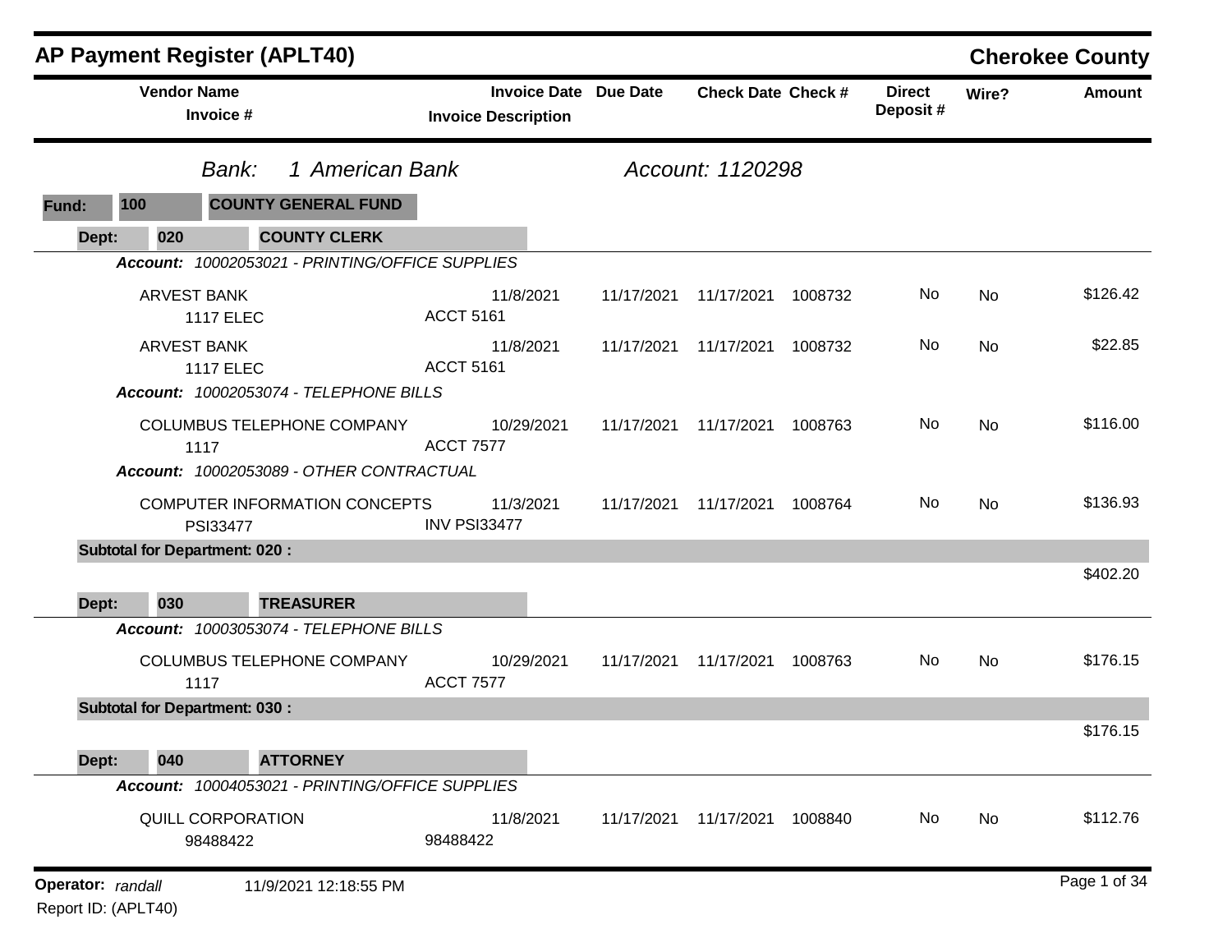# AP Payment Register (APLT40)

**Cherokee County**

| Vendor Name / Invoice # | Invoice Date / Invoice Description | Due Date | Check Date | Check # | Direct Deposit # | Wire? | Amount |
|---|---|---|---|---|---|---|---|

*Bank:* *1 American Bank* — *Account: 1120298*

**Fund: 100 — COUNTY GENERAL FUND**

**Dept: 020 — COUNTY CLERK**

***Account:*** *10002053021 - PRINTING/OFFICE SUPPLIES*

| Vendor Name / Invoice # | Invoice Date / Invoice Description | Due Date | Check Date | Check # | Direct Deposit # | Wire? | Amount |
|---|---|---|---|---|---|---|---|
| ARVEST BANK<br>1117 ELEC | 11/8/2021<br>ACCT 5161 | 11/17/2021 | 11/17/2021 | 1008732 | No | No | $126.42 |
| ARVEST BANK<br>1117 ELEC | 11/8/2021<br>ACCT 5161 | 11/17/2021 | 11/17/2021 | 1008732 | No | No | $22.85 |

***Account:*** *10002053074 - TELEPHONE BILLS*

| Vendor Name / Invoice # | Invoice Date / Invoice Description | Due Date | Check Date | Check # | Direct Deposit # | Wire? | Amount |
|---|---|---|---|---|---|---|---|
| COLUMBUS TELEPHONE COMPANY<br>1117 | 10/29/2021<br>ACCT 7577 | 11/17/2021 | 11/17/2021 | 1008763 | No | No | $116.00 |

***Account:*** *10002053089 - OTHER CONTRACTUAL*

| Vendor Name / Invoice # | Invoice Date / Invoice Description | Due Date | Check Date | Check # | Direct Deposit # | Wire? | Amount |
|---|---|---|---|---|---|---|---|
| COMPUTER INFORMATION CONCEPTS<br>PSI33477 | 11/3/2021<br>INV PSI33477 | 11/17/2021 | 11/17/2021 | 1008764 | No | No | $136.93 |

**Subtotal for Department: 020 :** $402.20

**Dept: 030 — TREASURER**

***Account:*** *10003053074 - TELEPHONE BILLS*

| Vendor Name / Invoice # | Invoice Date / Invoice Description | Due Date | Check Date | Check # | Direct Deposit # | Wire? | Amount |
|---|---|---|---|---|---|---|---|
| COLUMBUS TELEPHONE COMPANY<br>1117 | 10/29/2021<br>ACCT 7577 | 11/17/2021 | 11/17/2021 | 1008763 | No | No | $176.15 |

**Subtotal for Department: 030 :** $176.15

**Dept: 040 — ATTORNEY**

***Account:*** *10004053021 - PRINTING/OFFICE SUPPLIES*

| Vendor Name / Invoice # | Invoice Date / Invoice Description | Due Date | Check Date | Check # | Direct Deposit # | Wire? | Amount |
|---|---|---|---|---|---|---|---|
| QUILL CORPORATION<br>98488422 | 11/8/2021<br>98488422 | 11/17/2021 | 11/17/2021 | 1008840 | No | No | $112.76 |

**Operator:** *randall* 11/9/2021 12:18:55 PM

Report ID: (APLT40)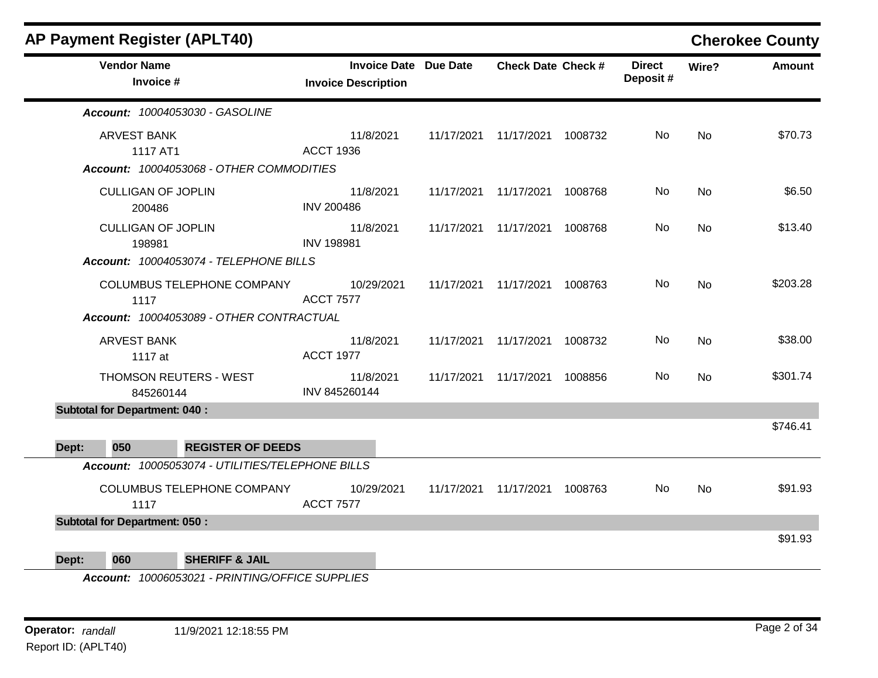## AP Payment Register (APLT40)

**Cherokee County**

| Vendor Name / Invoice # | Invoice Date / Invoice Description | Due Date | Check Date | Check # | Direct Deposit # | Wire? | Amount |
|---|---|---|---|---|---|---|---|
| ***Account:** 10004053030 - GASOLINE* | | | | | | | |
| ARVEST BANK<br>1117 AT1 | 11/8/2021<br>ACCT 1936 | 11/17/2021 | 11/17/2021 | 1008732 | No | No | $70.73 |
| ***Account:** 10004053068 - OTHER COMMODITIES* | | | | | | | |
| CULLIGAN OF JOPLIN<br>200486 | 11/8/2021<br>INV 200486 | 11/17/2021 | 11/17/2021 | 1008768 | No | No | $6.50 |
| CULLIGAN OF JOPLIN<br>198981 | 11/8/2021<br>INV 198981 | 11/17/2021 | 11/17/2021 | 1008768 | No | No | $13.40 |
| ***Account:** 10004053074 - TELEPHONE BILLS* | | | | | | | |
| COLUMBUS TELEPHONE COMPANY<br>1117 | 10/29/2021<br>ACCT 7577 | 11/17/2021 | 11/17/2021 | 1008763 | No | No | $203.28 |
| ***Account:** 10004053089 - OTHER CONTRACTUAL* | | | | | | | |
| ARVEST BANK<br>1117 at | 11/8/2021<br>ACCT 1977 | 11/17/2021 | 11/17/2021 | 1008732 | No | No | $38.00 |
| THOMSON REUTERS - WEST<br>845260144 | 11/8/2021<br>INV 845260144 | 11/17/2021 | 11/17/2021 | 1008856 | No | No | $301.74 |
| **Subtotal for Department: 040 :** | | | | | | | $746.41 |
| **Dept: 050 REGISTER OF DEEDS** | | | | | | | |
| ***Account:** 10005053074 - UTILITIES/TELEPHONE BILLS* | | | | | | | |
| COLUMBUS TELEPHONE COMPANY<br>1117 | 10/29/2021<br>ACCT 7577 | 11/17/2021 | 11/17/2021 | 1008763 | No | No | $91.93 |
| **Subtotal for Department: 050 :** | | | | | | | $91.93 |
| **Dept: 060 SHERIFF & JAIL** | | | | | | | |
| ***Account:** 10006053021 - PRINTING/OFFICE SUPPLIES* | | | | | | | |

**Operator:** *randall* 11/9/2021 12:18:55 PM
Report ID: (APLT40)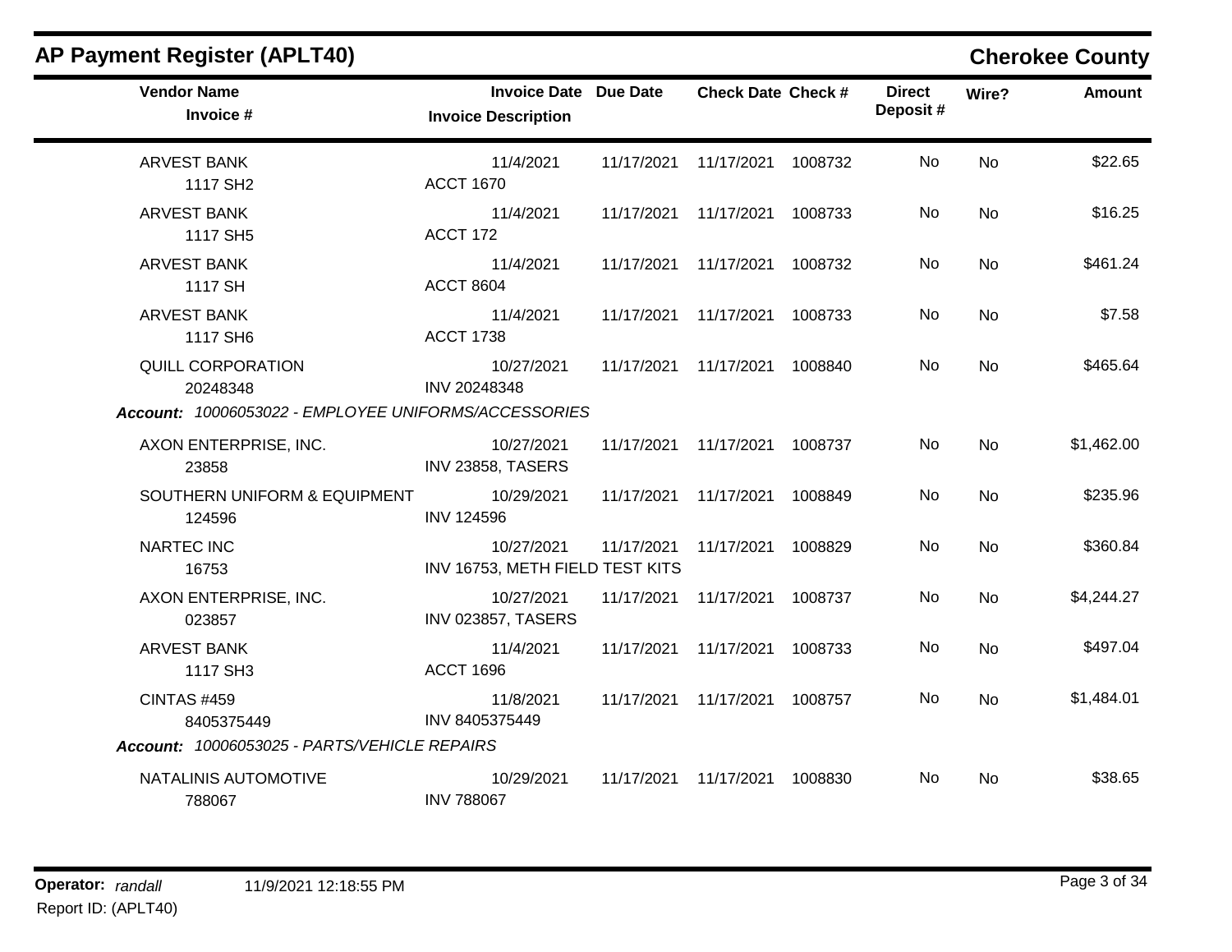## AP Payment Register (APLT40)

**Cherokee County**

| Vendor Name / Invoice # | Invoice Date / Invoice Description | Due Date | Check Date | Check # | Direct Deposit # | Wire? | Amount |
|---|---|---|---|---|---|---|---|
| ARVEST BANK<br>1117 SH2 | 11/4/2021<br>ACCT 1670 | 11/17/2021 | 11/17/2021 | 1008732 | No | No | $22.65 |
| ARVEST BANK<br>1117 SH5 | 11/4/2021<br>ACCT 172 | 11/17/2021 | 11/17/2021 | 1008733 | No | No | $16.25 |
| ARVEST BANK<br>1117 SH | 11/4/2021<br>ACCT 8604 | 11/17/2021 | 11/17/2021 | 1008732 | No | No | $461.24 |
| ARVEST BANK<br>1117 SH6 | 11/4/2021<br>ACCT 1738 | 11/17/2021 | 11/17/2021 | 1008733 | No | No | $7.58 |
| QUILL CORPORATION<br>20248348 | 10/27/2021<br>INV 20248348 | 11/17/2021 | 11/17/2021 | 1008840 | No | No | $465.64 |
| ***Account:* 10006053022 - EMPLOYEE UNIFORMS/ACCESSORIES** | | | | | | | |
| AXON ENTERPRISE, INC.<br>23858 | 10/27/2021<br>INV 23858, TASERS | 11/17/2021 | 11/17/2021 | 1008737 | No | No | $1,462.00 |
| SOUTHERN UNIFORM & EQUIPMENT<br>124596 | 10/29/2021<br>INV 124596 | 11/17/2021 | 11/17/2021 | 1008849 | No | No | $235.96 |
| NARTEC INC<br>16753 | 10/27/2021<br>INV 16753, METH FIELD TEST KITS | 11/17/2021 | 11/17/2021 | 1008829 | No | No | $360.84 |
| AXON ENTERPRISE, INC.<br>023857 | 10/27/2021<br>INV 023857, TASERS | 11/17/2021 | 11/17/2021 | 1008737 | No | No | $4,244.27 |
| ARVEST BANK<br>1117 SH3 | 11/4/2021<br>ACCT 1696 | 11/17/2021 | 11/17/2021 | 1008733 | No | No | $497.04 |
| CINTAS #459<br>8405375449 | 11/8/2021<br>INV 8405375449 | 11/17/2021 | 11/17/2021 | 1008757 | No | No | $1,484.01 |
| ***Account:* 10006053025 - PARTS/VEHICLE REPAIRS** | | | | | | | |
| NATALINIS AUTOMOTIVE<br>788067 | 10/29/2021<br>INV 788067 | 11/17/2021 | 11/17/2021 | 1008830 | No | No | $38.65 |

**Operator:** *randall* 11/9/2021 12:18:55 PM
Report ID: (APLT40)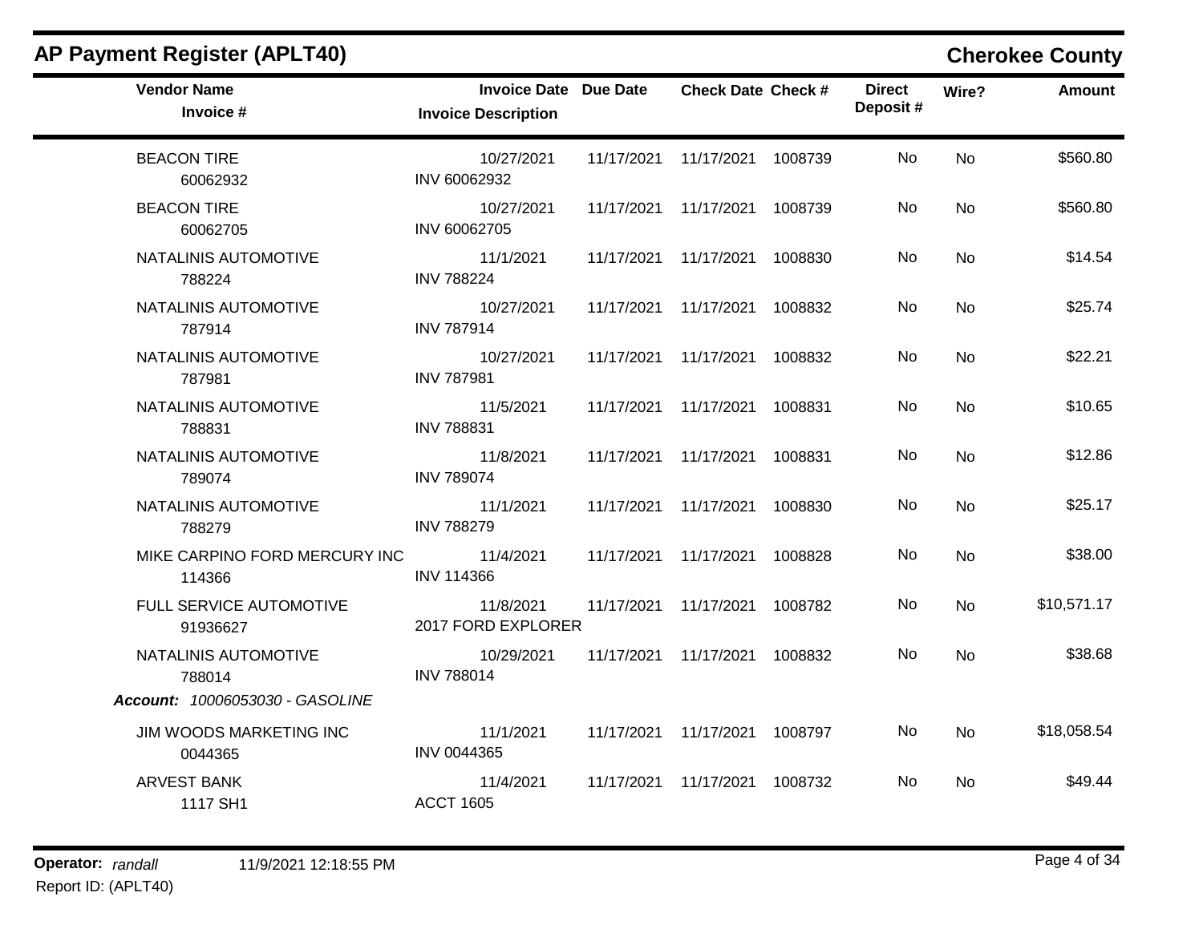## AP Payment Register (APLT40)

**Cherokee County**

| Vendor Name / Invoice # | Invoice Date / Invoice Description | Due Date | Check Date | Check # | Direct Deposit # | Wire? | Amount |
|---|---|---|---|---|---|---|---|
| BEACON TIRE<br>60062932 | 10/27/2021<br>INV 60062932 | 11/17/2021 | 11/17/2021 | 1008739 | No | No | $560.80 |
| BEACON TIRE<br>60062705 | 10/27/2021<br>INV 60062705 | 11/17/2021 | 11/17/2021 | 1008739 | No | No | $560.80 |
| NATALINIS AUTOMOTIVE<br>788224 | 11/1/2021<br>INV 788224 | 11/17/2021 | 11/17/2021 | 1008830 | No | No | $14.54 |
| NATALINIS AUTOMOTIVE<br>787914 | 10/27/2021<br>INV 787914 | 11/17/2021 | 11/17/2021 | 1008832 | No | No | $25.74 |
| NATALINIS AUTOMOTIVE<br>787981 | 10/27/2021<br>INV 787981 | 11/17/2021 | 11/17/2021 | 1008832 | No | No | $22.21 |
| NATALINIS AUTOMOTIVE<br>788831 | 11/5/2021<br>INV 788831 | 11/17/2021 | 11/17/2021 | 1008831 | No | No | $10.65 |
| NATALINIS AUTOMOTIVE<br>789074 | 11/8/2021<br>INV 789074 | 11/17/2021 | 11/17/2021 | 1008831 | No | No | $12.86 |
| NATALINIS AUTOMOTIVE<br>788279 | 11/1/2021<br>INV 788279 | 11/17/2021 | 11/17/2021 | 1008830 | No | No | $25.17 |
| MIKE CARPINO FORD MERCURY INC<br>114366 | 11/4/2021<br>INV 114366 | 11/17/2021 | 11/17/2021 | 1008828 | No | No | $38.00 |
| FULL SERVICE AUTOMOTIVE<br>91936627 | 11/8/2021<br>2017 FORD EXPLORER | 11/17/2021 | 11/17/2021 | 1008782 | No | No | $10,571.17 |
| NATALINIS AUTOMOTIVE<br>788014 | 10/29/2021<br>INV 788014 | 11/17/2021 | 11/17/2021 | 1008832 | No | No | $38.68 |
| ***Account:*** *10006053030 - GASOLINE* | | | | | | | |
| JIM WOODS MARKETING INC<br>0044365 | 11/1/2021<br>INV 0044365 | 11/17/2021 | 11/17/2021 | 1008797 | No | No | $18,058.54 |
| ARVEST BANK<br>1117 SH1 | 11/4/2021<br>ACCT 1605 | 11/17/2021 | 11/17/2021 | 1008732 | No | No | $49.44 |

**Operator:** *randall* 11/9/2021 12:18:55 PM

Report ID: (APLT40)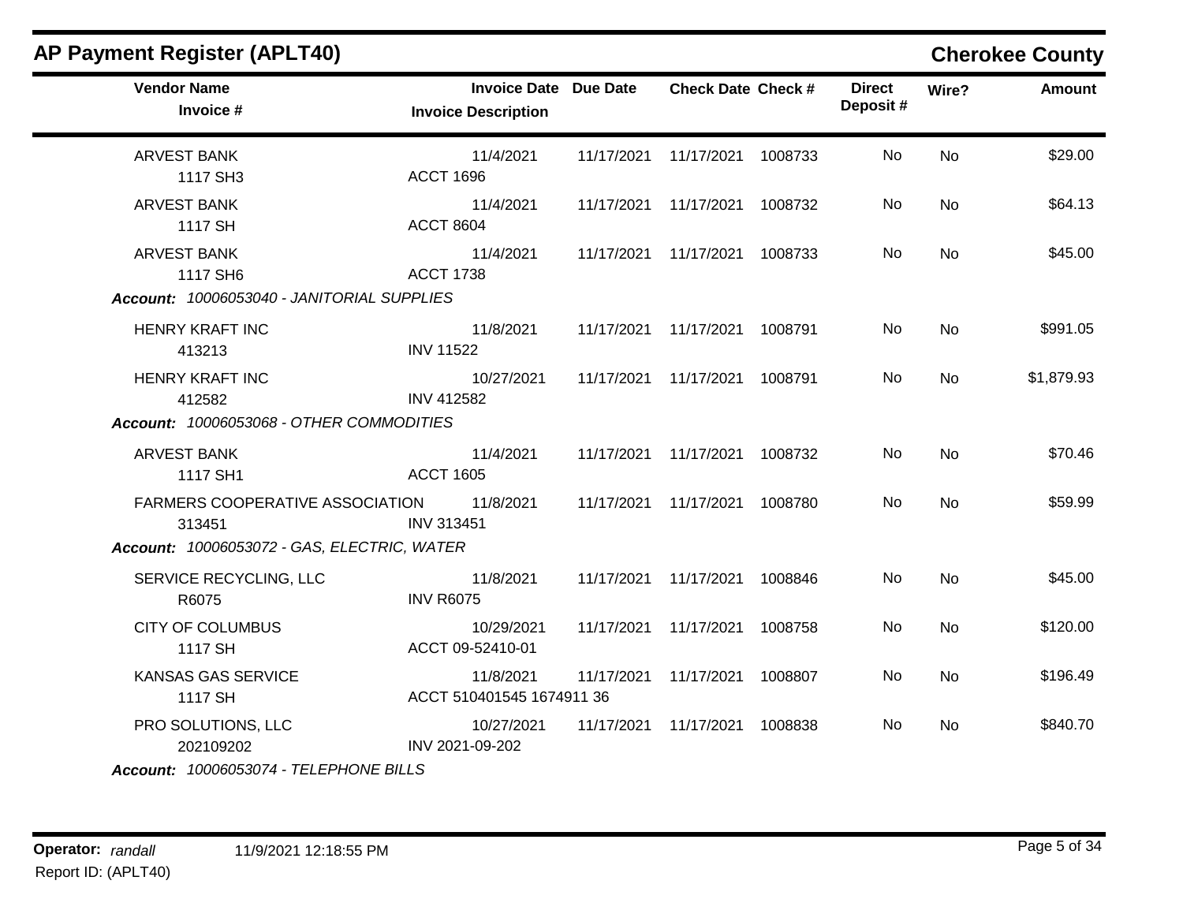## AP Payment Register (APLT40)

**Cherokee County**

| Vendor Name / Invoice # | Invoice Date / Invoice Description | Due Date | Check Date | Check # | Direct Deposit # | Wire? | Amount |
|---|---|---|---|---|---|---|---|
| ARVEST BANK<br>1117 SH3 | 11/4/2021<br>ACCT 1696 | 11/17/2021 | 11/17/2021 | 1008733 | No | No | $29.00 |
| ARVEST BANK<br>1117 SH | 11/4/2021<br>ACCT 8604 | 11/17/2021 | 11/17/2021 | 1008732 | No | No | $64.13 |
| ARVEST BANK<br>1117 SH6 | 11/4/2021<br>ACCT 1738 | 11/17/2021 | 11/17/2021 | 1008733 | No | No | $45.00 |
| ***Account:** 10006053040 - JANITORIAL SUPPLIES* | | | | | | | |
| HENRY KRAFT INC<br>413213 | 11/8/2021<br>INV 11522 | 11/17/2021 | 11/17/2021 | 1008791 | No | No | $991.05 |
| HENRY KRAFT INC<br>412582 | 10/27/2021<br>INV 412582 | 11/17/2021 | 11/17/2021 | 1008791 | No | No | $1,879.93 |
| ***Account:** 10006053068 - OTHER COMMODITIES* | | | | | | | |
| ARVEST BANK<br>1117 SH1 | 11/4/2021<br>ACCT 1605 | 11/17/2021 | 11/17/2021 | 1008732 | No | No | $70.46 |
| FARMERS COOPERATIVE ASSOCIATION<br>313451 | 11/8/2021<br>INV 313451 | 11/17/2021 | 11/17/2021 | 1008780 | No | No | $59.99 |
| ***Account:** 10006053072 - GAS, ELECTRIC, WATER* | | | | | | | |
| SERVICE RECYCLING, LLC<br>R6075 | 11/8/2021<br>INV R6075 | 11/17/2021 | 11/17/2021 | 1008846 | No | No | $45.00 |
| CITY OF COLUMBUS<br>1117 SH | 10/29/2021<br>ACCT 09-52410-01 | 11/17/2021 | 11/17/2021 | 1008758 | No | No | $120.00 |
| KANSAS GAS SERVICE<br>1117 SH | 11/8/2021<br>ACCT 510401545 1674911 36 | 11/17/2021 | 11/17/2021 | 1008807 | No | No | $196.49 |
| PRO SOLUTIONS, LLC<br>202109202 | 10/27/2021<br>INV 2021-09-202 | 11/17/2021 | 11/17/2021 | 1008838 | No | No | $840.70 |
| ***Account:** 10006053074 - TELEPHONE BILLS* | | | | | | | |

**Operator:** *randall* 11/9/2021 12:18:55 PM
Report ID: (APLT40)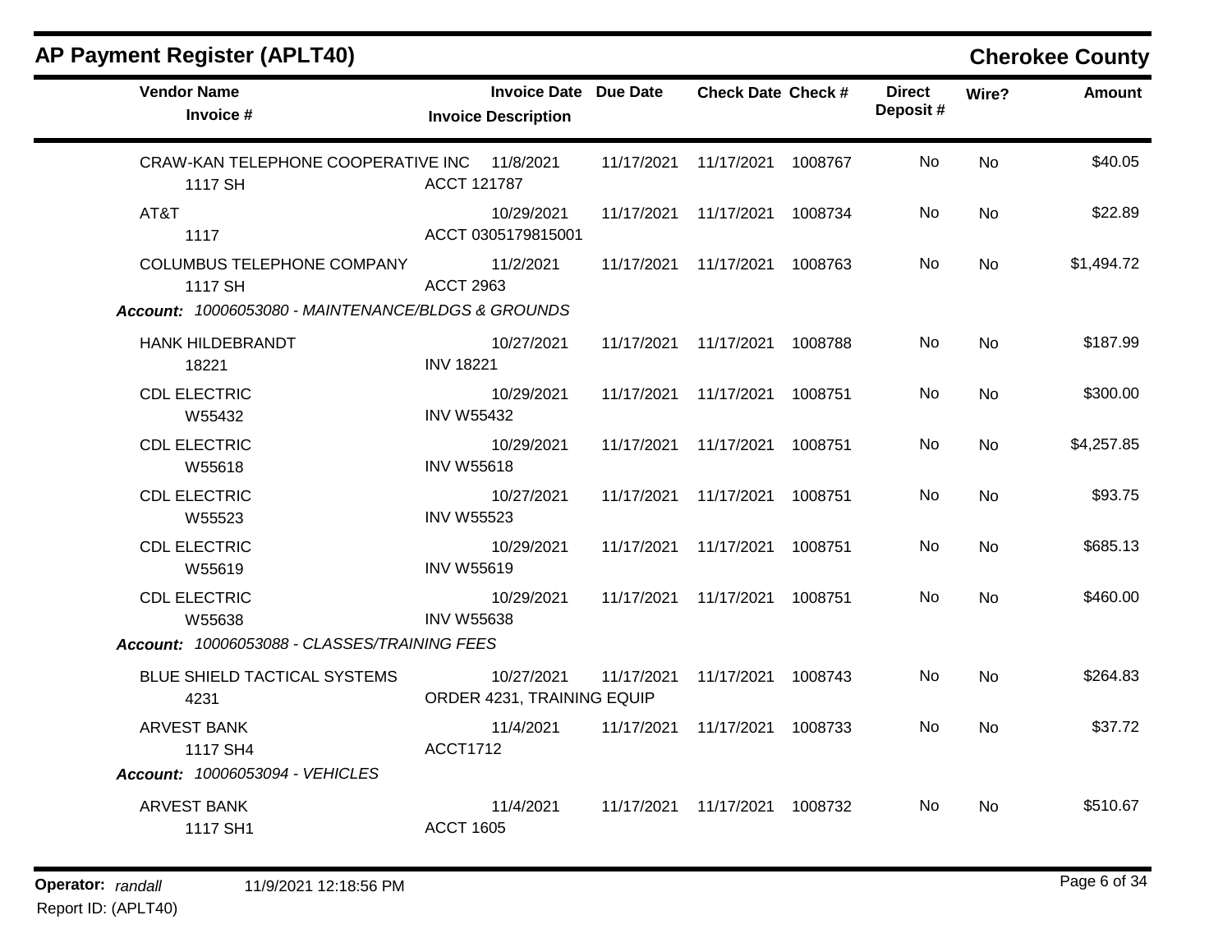# AP Payment Register (APLT40)

## Cherokee County

| Vendor Name / Invoice # | Invoice Date / Invoice Description | Due Date | Check Date | Check # | Direct Deposit # | Wire? | Amount |
|---|---|---|---|---|---|---|---|
| CRAW-KAN TELEPHONE COOPERATIVE INC<br>1117 SH | 11/8/2021<br>ACCT 121787 | 11/17/2021 | 11/17/2021 | 1008767 | No | No | $40.05 |
| AT&T<br>1117 | 10/29/2021<br>ACCT 0305179815001 | 11/17/2021 | 11/17/2021 | 1008734 | No | No | $22.89 |
| COLUMBUS TELEPHONE COMPANY<br>1117 SH | 11/2/2021<br>ACCT 2963 | 11/17/2021 | 11/17/2021 | 1008763 | No | No | $1,494.72 |
| ***Account:*** *10006053080 - MAINTENANCE/BLDGS & GROUNDS* | | | | | | | |
| HANK HILDEBRANDT<br>18221 | 10/27/2021<br>INV 18221 | 11/17/2021 | 11/17/2021 | 1008788 | No | No | $187.99 |
| CDL ELECTRIC<br>W55432 | 10/29/2021<br>INV W55432 | 11/17/2021 | 11/17/2021 | 1008751 | No | No | $300.00 |
| CDL ELECTRIC<br>W55618 | 10/29/2021<br>INV W55618 | 11/17/2021 | 11/17/2021 | 1008751 | No | No | $4,257.85 |
| CDL ELECTRIC<br>W55523 | 10/27/2021<br>INV W55523 | 11/17/2021 | 11/17/2021 | 1008751 | No | No | $93.75 |
| CDL ELECTRIC<br>W55619 | 10/29/2021<br>INV W55619 | 11/17/2021 | 11/17/2021 | 1008751 | No | No | $685.13 |
| CDL ELECTRIC<br>W55638 | 10/29/2021<br>INV W55638 | 11/17/2021 | 11/17/2021 | 1008751 | No | No | $460.00 |
| ***Account:*** *10006053088 - CLASSES/TRAINING FEES* | | | | | | | |
| BLUE SHIELD TACTICAL SYSTEMS<br>4231 | 10/27/2021<br>ORDER 4231, TRAINING EQUIP | 11/17/2021 | 11/17/2021 | 1008743 | No | No | $264.83 |
| ARVEST BANK<br>1117 SH4 | 11/4/2021<br>ACCT1712 | 11/17/2021 | 11/17/2021 | 1008733 | No | No | $37.72 |
| ***Account:*** *10006053094 - VEHICLES* | | | | | | | |
| ARVEST BANK<br>1117 SH1 | 11/4/2021<br>ACCT 1605 | 11/17/2021 | 11/17/2021 | 1008732 | No | No | $510.67 |

**Operator:** *randall* 11/9/2021 12:18:56 PM

Report ID: (APLT40)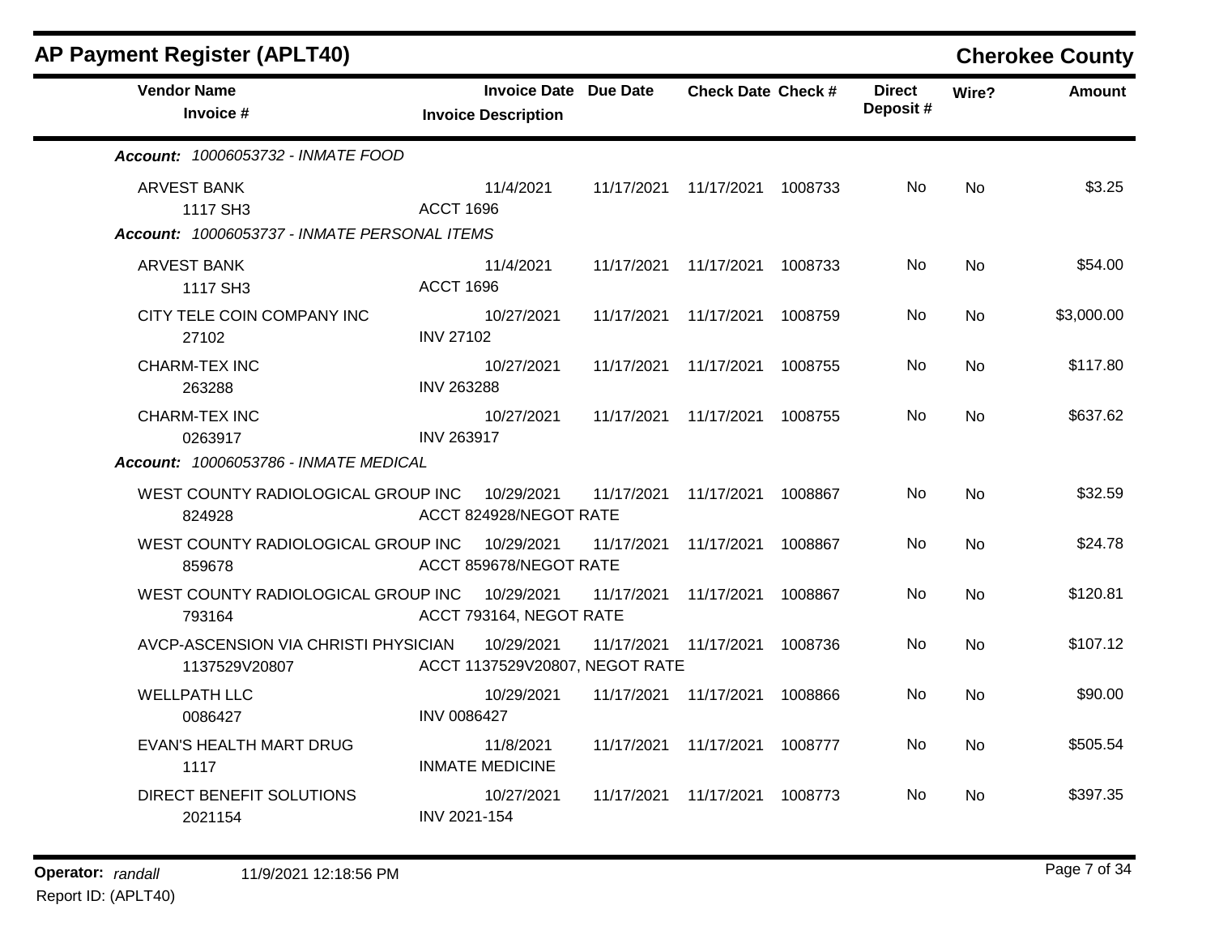## AP Payment Register (APLT40)

**Cherokee County**

| Vendor Name / Invoice # | Invoice Date / Invoice Description | Due Date | Check Date | Check # | Direct Deposit # | Wire? | Amount |
|---|---|---|---|---|---|---|---|
| ***Account: 10006053732 - INMATE FOOD*** | | | | | | | |
| ARVEST BANK<br>1117 SH3 | 11/4/2021<br>ACCT 1696 | 11/17/2021 | 11/17/2021 | 1008733 | No | No | $3.25 |
| ***Account: 10006053737 - INMATE PERSONAL ITEMS*** | | | | | | | |
| ARVEST BANK<br>1117 SH3 | 11/4/2021<br>ACCT 1696 | 11/17/2021 | 11/17/2021 | 1008733 | No | No | $54.00 |
| CITY TELE COIN COMPANY INC<br>27102 | 10/27/2021<br>INV 27102 | 11/17/2021 | 11/17/2021 | 1008759 | No | No | $3,000.00 |
| CHARM-TEX INC<br>263288 | 10/27/2021<br>INV 263288 | 11/17/2021 | 11/17/2021 | 1008755 | No | No | $117.80 |
| CHARM-TEX INC<br>0263917 | 10/27/2021<br>INV 263917 | 11/17/2021 | 11/17/2021 | 1008755 | No | No | $637.62 |
| ***Account: 10006053786 - INMATE MEDICAL*** | | | | | | | |
| WEST COUNTY RADIOLOGICAL GROUP INC<br>824928 | 10/29/2021<br>ACCT 824928/NEGOT RATE | 11/17/2021 | 11/17/2021 | 1008867 | No | No | $32.59 |
| WEST COUNTY RADIOLOGICAL GROUP INC<br>859678 | 10/29/2021<br>ACCT 859678/NEGOT RATE | 11/17/2021 | 11/17/2021 | 1008867 | No | No | $24.78 |
| WEST COUNTY RADIOLOGICAL GROUP INC<br>793164 | 10/29/2021<br>ACCT 793164, NEGOT RATE | 11/17/2021 | 11/17/2021 | 1008867 | No | No | $120.81 |
| AVCP-ASCENSION VIA CHRISTI PHYSICIAN<br>1137529V20807 | 10/29/2021<br>ACCT 1137529V20807, NEGOT RATE | 11/17/2021 | 11/17/2021 | 1008736 | No | No | $107.12 |
| WELLPATH LLC<br>0086427 | 10/29/2021<br>INV 0086427 | 11/17/2021 | 11/17/2021 | 1008866 | No | No | $90.00 |
| EVAN'S HEALTH MART DRUG<br>1117 | 11/8/2021<br>INMATE MEDICINE | 11/17/2021 | 11/17/2021 | 1008777 | No | No | $505.54 |
| DIRECT BENEFIT SOLUTIONS<br>2021154 | 10/27/2021<br>INV 2021-154 | 11/17/2021 | 11/17/2021 | 1008773 | No | No | $397.35 |

**Operator:** *randall* 11/9/2021 12:18:56 PM
Report ID: (APLT40)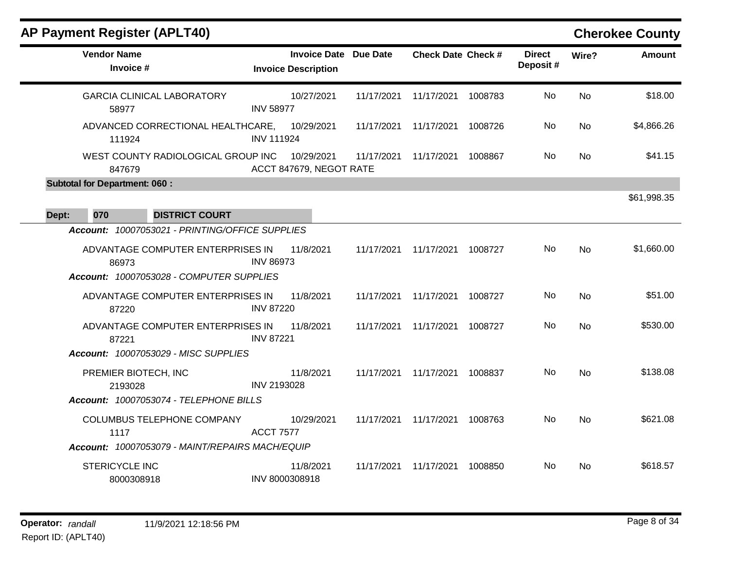## AP Payment Register (APLT40)

**Cherokee County**

| Vendor Name / Invoice # | Invoice Date / Invoice Description | Due Date | Check Date | Check # | Direct Deposit # | Wire? | Amount |
|---|---|---|---|---|---|---|---|
| GARCIA CLINICAL LABORATORY 58977 | 10/27/2021 INV 58977 | 11/17/2021 | 11/17/2021 | 1008783 | No | No | $18.00 |
| ADVANCED CORRECTIONAL HEALTHCARE, 111924 | 10/29/2021 INV 111924 | 11/17/2021 | 11/17/2021 | 1008726 | No | No | $4,866.26 |
| WEST COUNTY RADIOLOGICAL GROUP INC 847679 | 10/29/2021 ACCT 847679, NEGOT RATE | 11/17/2021 | 11/17/2021 | 1008867 | No | No | $41.15 |
| **Subtotal for Department: 060 :** | | | | | | | $61,998.35 |

**Dept: 070 DISTRICT COURT**

| Vendor Name / Invoice # | Invoice Date / Invoice Description | Due Date | Check Date | Check # | Direct Deposit # | Wire? | Amount |
|---|---|---|---|---|---|---|---|
| ***Account: 10007053021 - PRINTING/OFFICE SUPPLIES*** | | | | | | | |
| ADVANTAGE COMPUTER ENTERPRISES IN 86973 | 11/8/2021 INV 86973 | 11/17/2021 | 11/17/2021 | 1008727 | No | No | $1,660.00 |
| ***Account: 10007053028 - COMPUTER SUPPLIES*** | | | | | | | |
| ADVANTAGE COMPUTER ENTERPRISES IN 87220 | 11/8/2021 INV 87220 | 11/17/2021 | 11/17/2021 | 1008727 | No | No | $51.00 |
| ADVANTAGE COMPUTER ENTERPRISES IN 87221 | 11/8/2021 INV 87221 | 11/17/2021 | 11/17/2021 | 1008727 | No | No | $530.00 |
| ***Account: 10007053029 - MISC SUPPLIES*** | | | | | | | |
| PREMIER BIOTECH, INC 2193028 | 11/8/2021 INV 2193028 | 11/17/2021 | 11/17/2021 | 1008837 | No | No | $138.08 |
| ***Account: 10007053074 - TELEPHONE BILLS*** | | | | | | | |
| COLUMBUS TELEPHONE COMPANY 1117 | 10/29/2021 ACCT 7577 | 11/17/2021 | 11/17/2021 | 1008763 | No | No | $621.08 |
| ***Account: 10007053079 - MAINT/REPAIRS MACH/EQUIP*** | | | | | | | |
| STERICYCLE INC 8000308918 | 11/8/2021 INV 8000308918 | 11/17/2021 | 11/17/2021 | 1008850 | No | No | $618.57 |

Operator: *randall* 11/9/2021 12:18:56 PM
Report ID: (APLT40)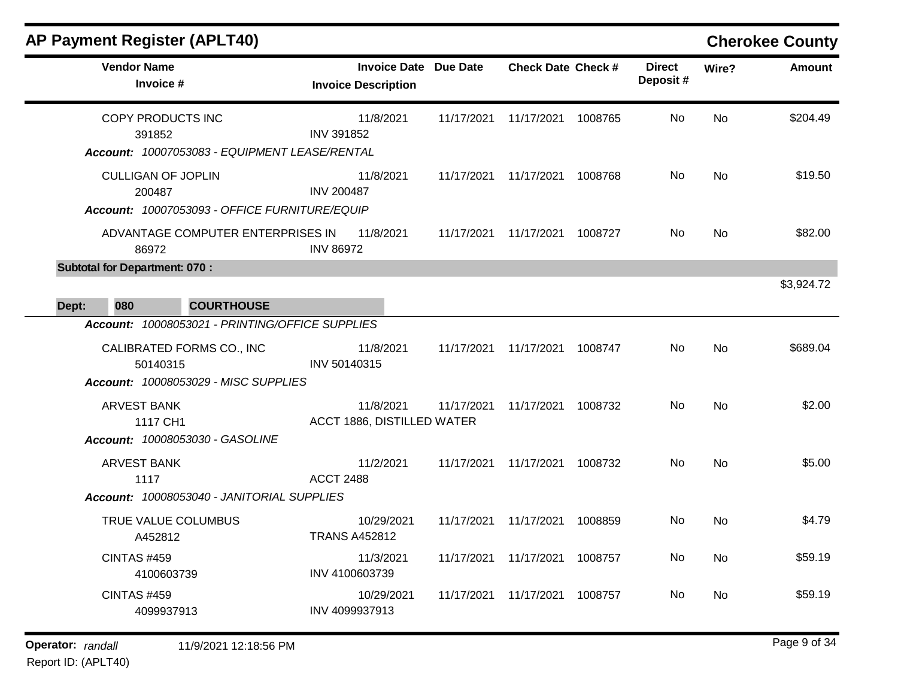## AP Payment Register (APLT40)

**Cherokee County**

| Vendor Name / Invoice # | Invoice Date / Invoice Description | Due Date | Check Date | Check # | Direct Deposit # | Wire? | Amount |
|---|---|---|---|---|---|---|---|
| COPY PRODUCTS INC | 11/8/2021 | 11/17/2021 | 11/17/2021 | 1008765 | No | No | $204.49 |
| 391852 | INV 391852 | | | | | | |
| ***Account:*** *10007053083 - EQUIPMENT LEASE/RENTAL* | | | | | | | |
| CULLIGAN OF JOPLIN | 11/8/2021 | 11/17/2021 | 11/17/2021 | 1008768 | No | No | $19.50 |
| 200487 | INV 200487 | | | | | | |
| ***Account:*** *10007053093 - OFFICE FURNITURE/EQUIP* | | | | | | | |
| ADVANTAGE COMPUTER ENTERPRISES IN | 11/8/2021 | 11/17/2021 | 11/17/2021 | 1008727 | No | No | $82.00 |
| 86972 | INV 86972 | | | | | | |
| **Subtotal for Department: 070 :** | | | | | | | $3,924.72 |

**Dept: 080 COURTHOUSE**

| Vendor Name / Invoice # | Invoice Date / Invoice Description | Due Date | Check Date | Check # | Direct Deposit # | Wire? | Amount |
|---|---|---|---|---|---|---|---|
| ***Account:*** *10008053021 - PRINTING/OFFICE SUPPLIES* | | | | | | | |
| CALIBRATED FORMS CO., INC | 11/8/2021 | 11/17/2021 | 11/17/2021 | 1008747 | No | No | $689.04 |
| 50140315 | INV 50140315 | | | | | | |
| ***Account:*** *10008053029 - MISC SUPPLIES* | | | | | | | |
| ARVEST BANK | 11/8/2021 | 11/17/2021 | 11/17/2021 | 1008732 | No | No | $2.00 |
| 1117 CH1 | ACCT 1886, DISTILLED WATER | | | | | | |
| ***Account:*** *10008053030 - GASOLINE* | | | | | | | |
| ARVEST BANK | 11/2/2021 | 11/17/2021 | 11/17/2021 | 1008732 | No | No | $5.00 |
| 1117 | ACCT 2488 | | | | | | |
| ***Account:*** *10008053040 - JANITORIAL SUPPLIES* | | | | | | | |
| TRUE VALUE COLUMBUS | 10/29/2021 | 11/17/2021 | 11/17/2021 | 1008859 | No | No | $4.79 |
| A452812 | TRANS A452812 | | | | | | |
| CINTAS #459 | 11/3/2021 | 11/17/2021 | 11/17/2021 | 1008757 | No | No | $59.19 |
| 4100603739 | INV 4100603739 | | | | | | |
| CINTAS #459 | 10/29/2021 | 11/17/2021 | 11/17/2021 | 1008757 | No | No | $59.19 |
| 4099937913 | INV 4099937913 | | | | | | |

**Operator:** *randall* 11/9/2021 12:18:56 PM

Report ID: (APLT40)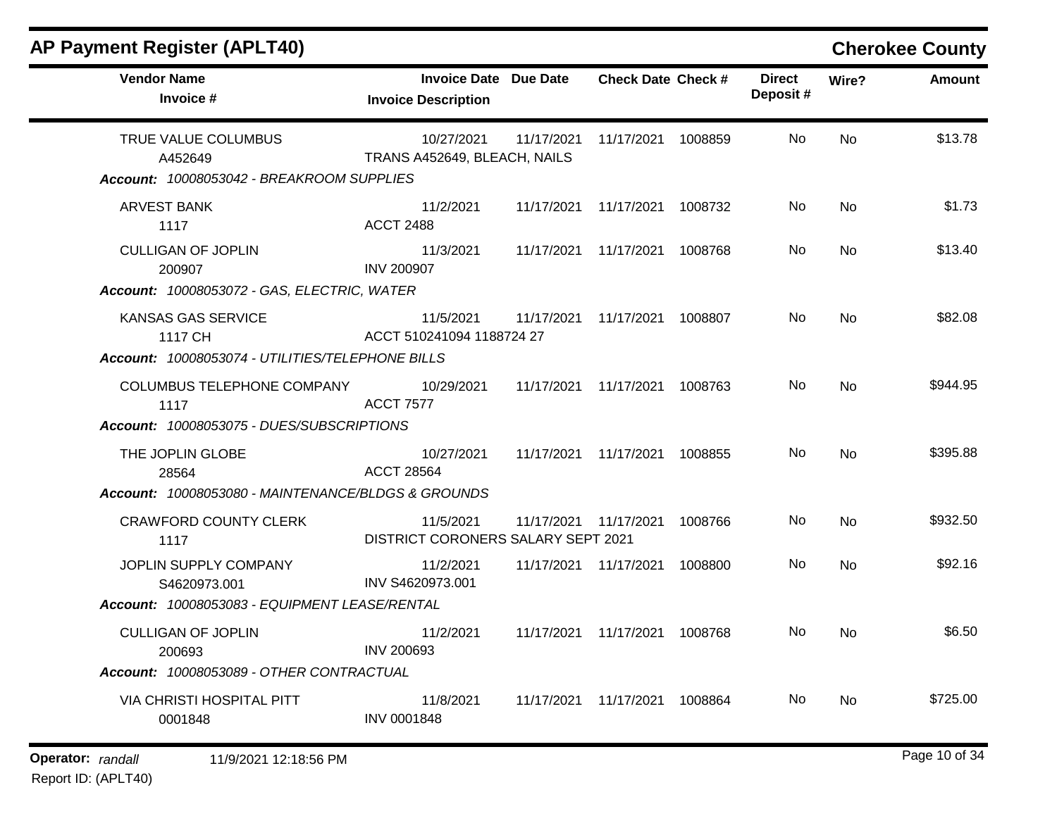## AP Payment Register (APLT40)

**Cherokee County**

| Vendor Name / Invoice # | Invoice Date / Invoice Description | Due Date | Check Date | Check # | Direct Deposit # | Wire? | Amount |
|---|---|---|---|---|---|---|---|
| TRUE VALUE COLUMBUS<br>A452649 | 10/27/2021<br>TRANS A452649, BLEACH, NAILS | 11/17/2021 | 11/17/2021 | 1008859 | No | No | $13.78 |
| ***Account: 10008053042 - BREAKROOM SUPPLIES*** | | | | | | | |
| ARVEST BANK<br>1117 | 11/2/2021<br>ACCT 2488 | 11/17/2021 | 11/17/2021 | 1008732 | No | No | $1.73 |
| CULLIGAN OF JOPLIN<br>200907 | 11/3/2021<br>INV 200907 | 11/17/2021 | 11/17/2021 | 1008768 | No | No | $13.40 |
| ***Account: 10008053072 - GAS, ELECTRIC, WATER*** | | | | | | | |
| KANSAS GAS SERVICE<br>1117 CH | 11/5/2021<br>ACCT 510241094 1188724 27 | 11/17/2021 | 11/17/2021 | 1008807 | No | No | $82.08 |
| ***Account: 10008053074 - UTILITIES/TELEPHONE BILLS*** | | | | | | | |
| COLUMBUS TELEPHONE COMPANY<br>1117 | 10/29/2021<br>ACCT 7577 | 11/17/2021 | 11/17/2021 | 1008763 | No | No | $944.95 |
| ***Account: 10008053075 - DUES/SUBSCRIPTIONS*** | | | | | | | |
| THE JOPLIN GLOBE<br>28564 | 10/27/2021<br>ACCT 28564 | 11/17/2021 | 11/17/2021 | 1008855 | No | No | $395.88 |
| ***Account: 10008053080 - MAINTENANCE/BLDGS & GROUNDS*** | | | | | | | |
| CRAWFORD COUNTY CLERK<br>1117 | 11/5/2021<br>DISTRICT CORONERS SALARY SEPT 2021 | 11/17/2021 | 11/17/2021 | 1008766 | No | No | $932.50 |
| JOPLIN SUPPLY COMPANY<br>S4620973.001 | 11/2/2021<br>INV S4620973.001 | 11/17/2021 | 11/17/2021 | 1008800 | No | No | $92.16 |
| ***Account: 10008053083 - EQUIPMENT LEASE/RENTAL*** | | | | | | | |
| CULLIGAN OF JOPLIN<br>200693 | 11/2/2021<br>INV 200693 | 11/17/2021 | 11/17/2021 | 1008768 | No | No | $6.50 |
| ***Account: 10008053089 - OTHER CONTRACTUAL*** | | | | | | | |
| VIA CHRISTI HOSPITAL PITT<br>0001848 | 11/8/2021<br>INV 0001848 | 11/17/2021 | 11/17/2021 | 1008864 | No | No | $725.00 |

**Operator:** *randall* 11/9/2021 12:18:56 PM
Report ID: (APLT40)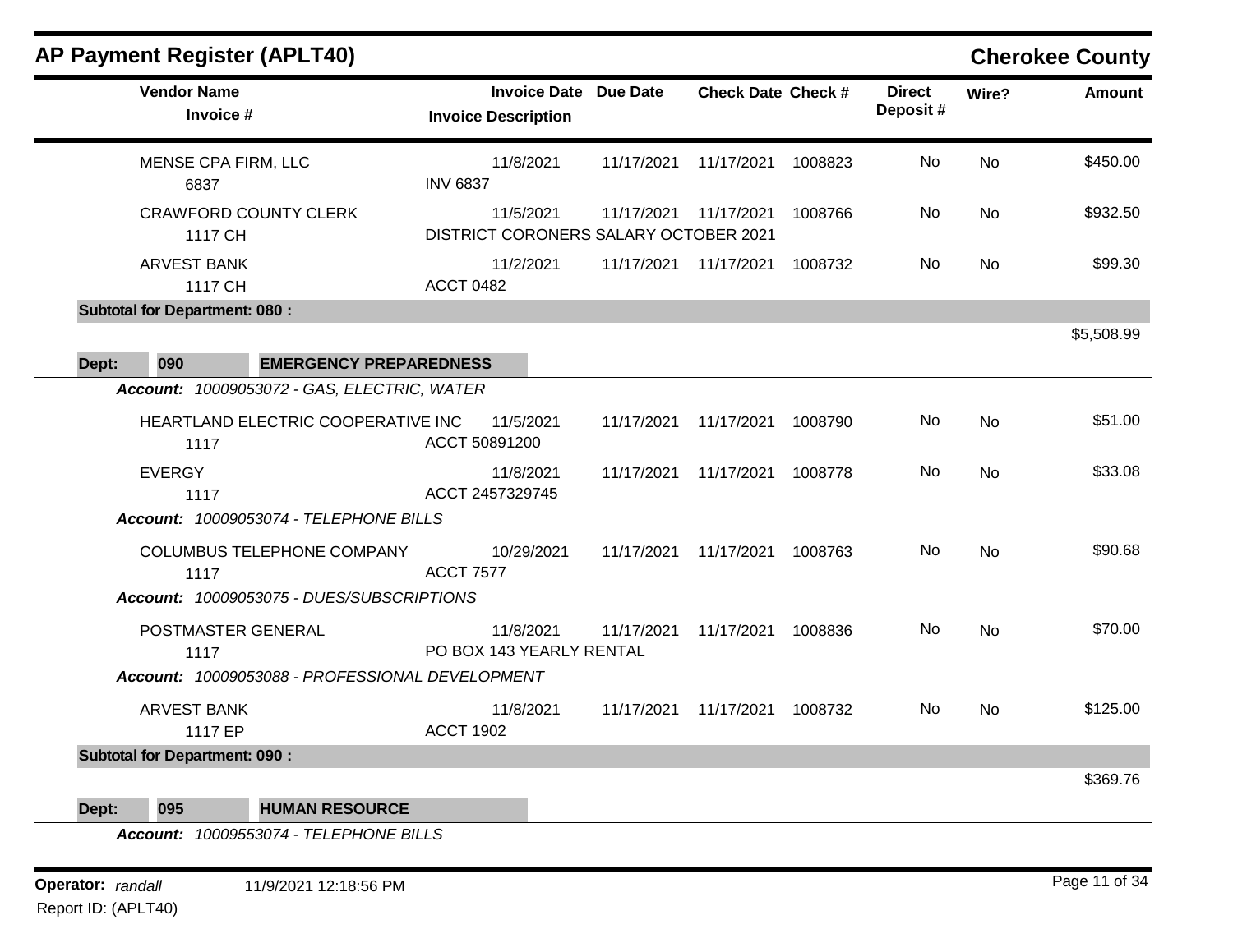## AP Payment Register (APLT40)

**Cherokee County**

| Vendor Name / Invoice # | Invoice Date / Invoice Description | Due Date | Check Date | Check # | Direct Deposit # | Wire? | Amount |
|---|---|---|---|---|---|---|---|
| MENSE CPA FIRM, LLC<br>6837 | 11/8/2021<br>INV 6837 | 11/17/2021 | 11/17/2021 | 1008823 | No | No | $450.00 |
| CRAWFORD COUNTY CLERK<br>1117 CH | 11/5/2021<br>DISTRICT CORONERS SALARY OCTOBER 2021 | 11/17/2021 | 11/17/2021 | 1008766 | No | No | $932.50 |
| ARVEST BANK<br>1117 CH | 11/2/2021<br>ACCT 0482 | 11/17/2021 | 11/17/2021 | 1008732 | No | No | $99.30 |
| **Subtotal for Department: 080 :** | | | | | | | $5,508.99 |
| **Dept: 090 EMERGENCY PREPAREDNESS** | | | | | | | |
| ***Account: 10009053072 - GAS, ELECTRIC, WATER*** | | | | | | | |
| HEARTLAND ELECTRIC COOPERATIVE INC<br>1117 | 11/5/2021<br>ACCT 50891200 | 11/17/2021 | 11/17/2021 | 1008790 | No | No | $51.00 |
| EVERGY<br>1117 | 11/8/2021<br>ACCT 2457329745 | 11/17/2021 | 11/17/2021 | 1008778 | No | No | $33.08 |
| ***Account: 10009053074 - TELEPHONE BILLS*** | | | | | | | |
| COLUMBUS TELEPHONE COMPANY<br>1117 | 10/29/2021<br>ACCT 7577 | 11/17/2021 | 11/17/2021 | 1008763 | No | No | $90.68 |
| ***Account: 10009053075 - DUES/SUBSCRIPTIONS*** | | | | | | | |
| POSTMASTER GENERAL<br>1117 | 11/8/2021<br>PO BOX 143 YEARLY RENTAL | 11/17/2021 | 11/17/2021 | 1008836 | No | No | $70.00 |
| ***Account: 10009053088 - PROFESSIONAL DEVELOPMENT*** | | | | | | | |
| ARVEST BANK<br>1117 EP | 11/8/2021<br>ACCT 1902 | 11/17/2021 | 11/17/2021 | 1008732 | No | No | $125.00 |
| **Subtotal for Department: 090 :** | | | | | | | $369.76 |
| **Dept: 095 HUMAN RESOURCE** | | | | | | | |
| ***Account: 10009553074 - TELEPHONE BILLS*** | | | | | | | |

**Operator:** *randall* 11/9/2021 12:18:56 PM
Report ID: (APLT40)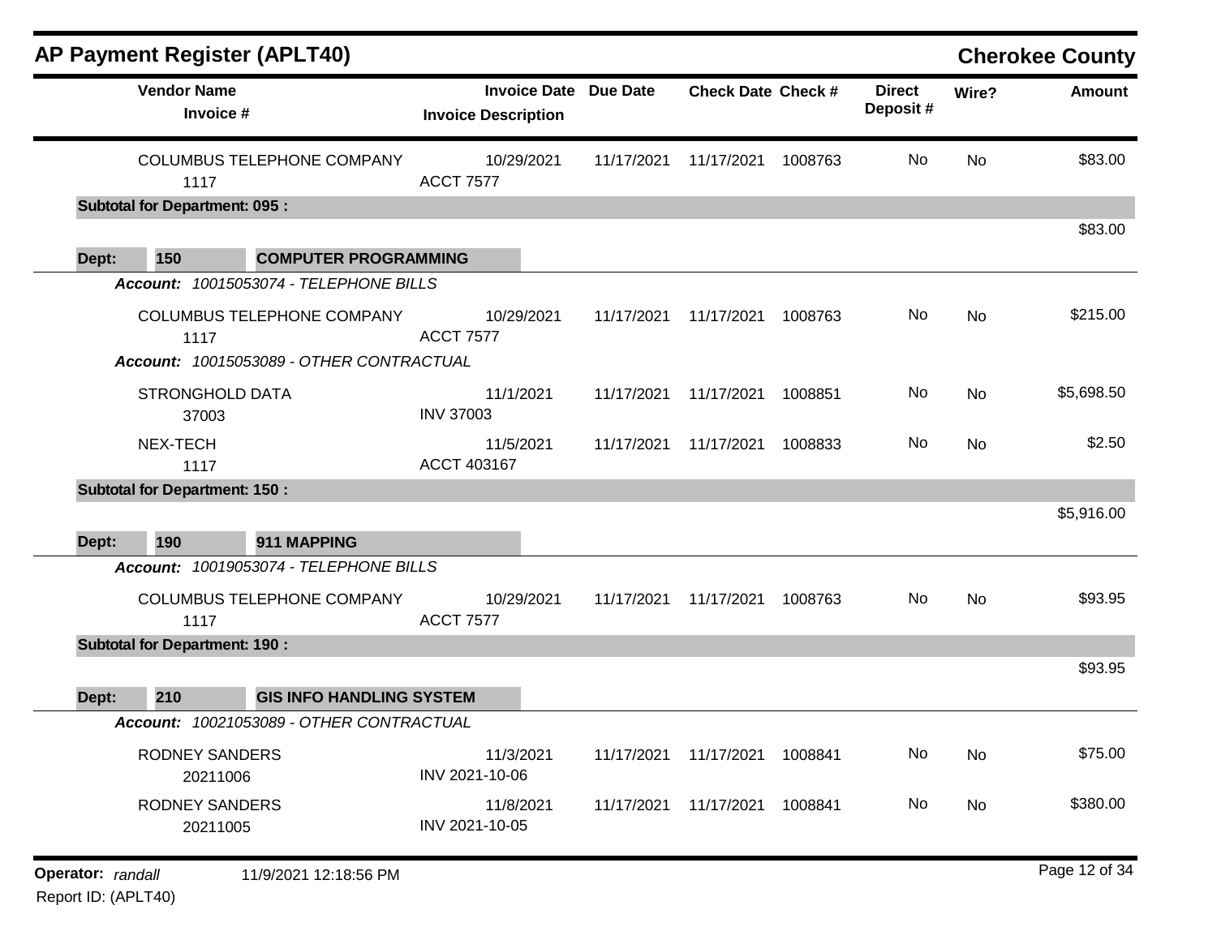# AP Payment Register (APLT40)

**Cherokee County**

| Vendor Name / Invoice # | Invoice Date / Invoice Description | Due Date | Check Date | Check # | Direct Deposit # | Wire? | Amount |
|---|---|---|---|---|---|---|---|
| COLUMBUS TELEPHONE COMPANY<br>1117 | 10/29/2021<br>ACCT 7577 | 11/17/2021 | 11/17/2021 | 1008763 | No | No | $83.00 |
| **Subtotal for Department: 095 :** | | | | | | | $83.00 |
| **Dept: 150 COMPUTER PROGRAMMING** | | | | | | | |
| ***Account:*** *10015053074 - TELEPHONE BILLS* | | | | | | | |
| COLUMBUS TELEPHONE COMPANY<br>1117 | 10/29/2021<br>ACCT 7577 | 11/17/2021 | 11/17/2021 | 1008763 | No | No | $215.00 |
| ***Account:*** *10015053089 - OTHER CONTRACTUAL* | | | | | | | |
| STRONGHOLD DATA<br>37003 | 11/1/2021<br>INV 37003 | 11/17/2021 | 11/17/2021 | 1008851 | No | No | $5,698.50 |
| NEX-TECH<br>1117 | 11/5/2021<br>ACCT 403167 | 11/17/2021 | 11/17/2021 | 1008833 | No | No | $2.50 |
| **Subtotal for Department: 150 :** | | | | | | | $5,916.00 |
| **Dept: 190 911 MAPPING** | | | | | | | |
| ***Account:*** *10019053074 - TELEPHONE BILLS* | | | | | | | |
| COLUMBUS TELEPHONE COMPANY<br>1117 | 10/29/2021<br>ACCT 7577 | 11/17/2021 | 11/17/2021 | 1008763 | No | No | $93.95 |
| **Subtotal for Department: 190 :** | | | | | | | $93.95 |
| **Dept: 210 GIS INFO HANDLING SYSTEM** | | | | | | | |
| ***Account:*** *10021053089 - OTHER CONTRACTUAL* | | | | | | | |
| RODNEY SANDERS<br>20211006 | 11/3/2021<br>INV 2021-10-06 | 11/17/2021 | 11/17/2021 | 1008841 | No | No | $75.00 |
| RODNEY SANDERS<br>20211005 | 11/8/2021<br>INV 2021-10-05 | 11/17/2021 | 11/17/2021 | 1008841 | No | No | $380.00 |

**Operator:** *randall* 11/9/2021 12:18:56 PM

Report ID: (APLT40)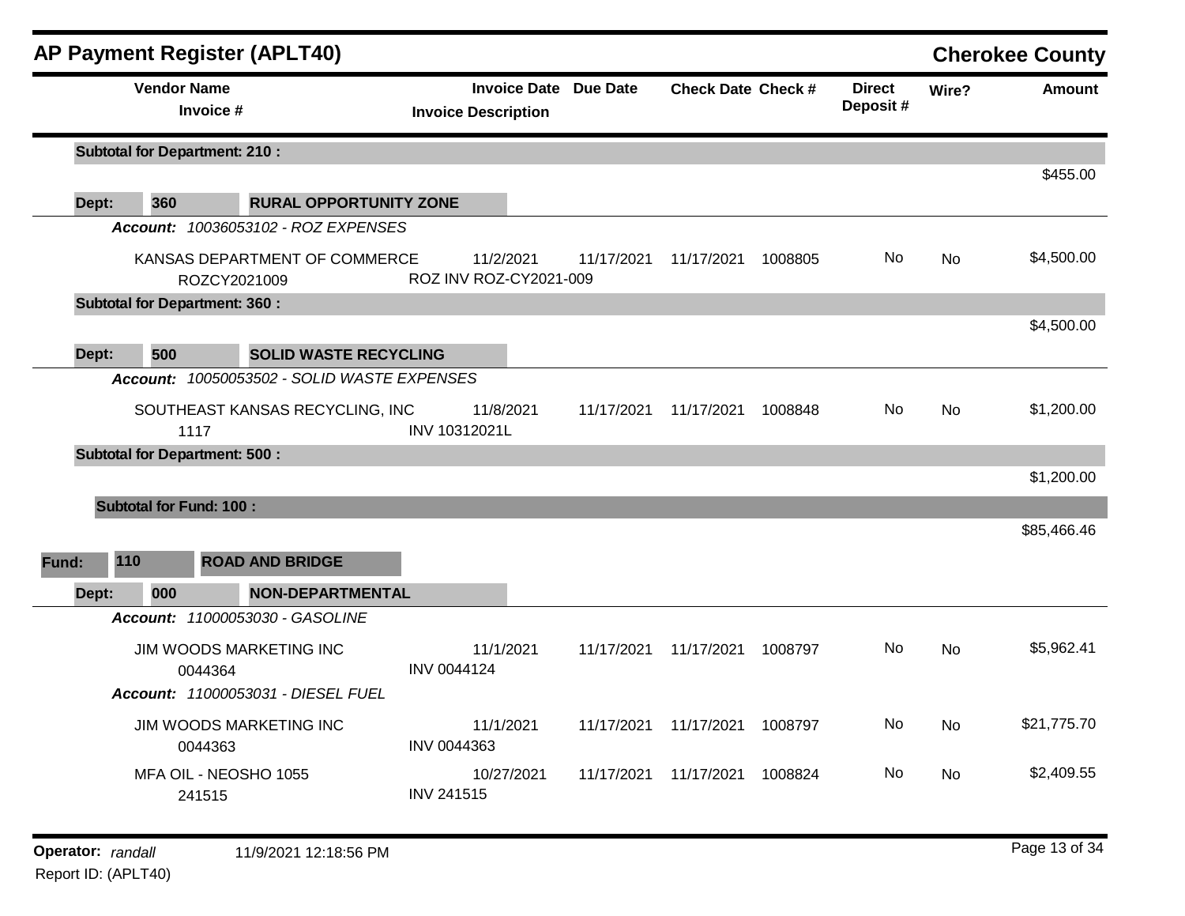# AP Payment Register (APLT40)

**Cherokee County**

| Vendor Name / Invoice # | Invoice Date / Invoice Description | Due Date | Check Date | Check # | Direct Deposit # | Wire? | Amount |
|---|---|---|---|---|---|---|---|
| **Subtotal for Department: 210 :** | | | | | | | $455.00 |
| **Dept: 360 RURAL OPPORTUNITY ZONE** | | | | | | | |
| ***Account:*** *10036053102 - ROZ EXPENSES* | | | | | | | |
| KANSAS DEPARTMENT OF COMMERCE | 11/2/2021 | 11/17/2021 | 11/17/2021 | 1008805 | No | No | $4,500.00 |
| ROZCY2021009 | ROZ INV ROZ-CY2021-009 | | | | | | |
| **Subtotal for Department: 360 :** | | | | | | | $4,500.00 |
| **Dept: 500 SOLID WASTE RECYCLING** | | | | | | | |
| ***Account:*** *10050053502 - SOLID WASTE EXPENSES* | | | | | | | |
| SOUTHEAST KANSAS RECYCLING, INC | 11/8/2021 | 11/17/2021 | 11/17/2021 | 1008848 | No | No | $1,200.00 |
| 1117 | INV 10312021L | | | | | | |
| **Subtotal for Department: 500 :** | | | | | | | $1,200.00 |
| **Subtotal for Fund: 100 :** | | | | | | | $85,466.46 |
| **Fund: 110 ROAD AND BRIDGE** | | | | | | | |
| **Dept: 000 NON-DEPARTMENTAL** | | | | | | | |
| ***Account:*** *11000053030 - GASOLINE* | | | | | | | |
| JIM WOODS MARKETING INC | 11/1/2021 | 11/17/2021 | 11/17/2021 | 1008797 | No | No | $5,962.41 |
| 0044364 | INV 0044124 | | | | | | |
| ***Account:*** *11000053031 - DIESEL FUEL* | | | | | | | |
| JIM WOODS MARKETING INC | 11/1/2021 | 11/17/2021 | 11/17/2021 | 1008797 | No | No | $21,775.70 |
| 0044363 | INV 0044363 | | | | | | |
| MFA OIL - NEOSHO 1055 | 10/27/2021 | 11/17/2021 | 11/17/2021 | 1008824 | No | No | $2,409.55 |
| 241515 | INV 241515 | | | | | | |

**Operator:** *randall* 11/9/2021 12:18:56 PM

Report ID: (APLT40)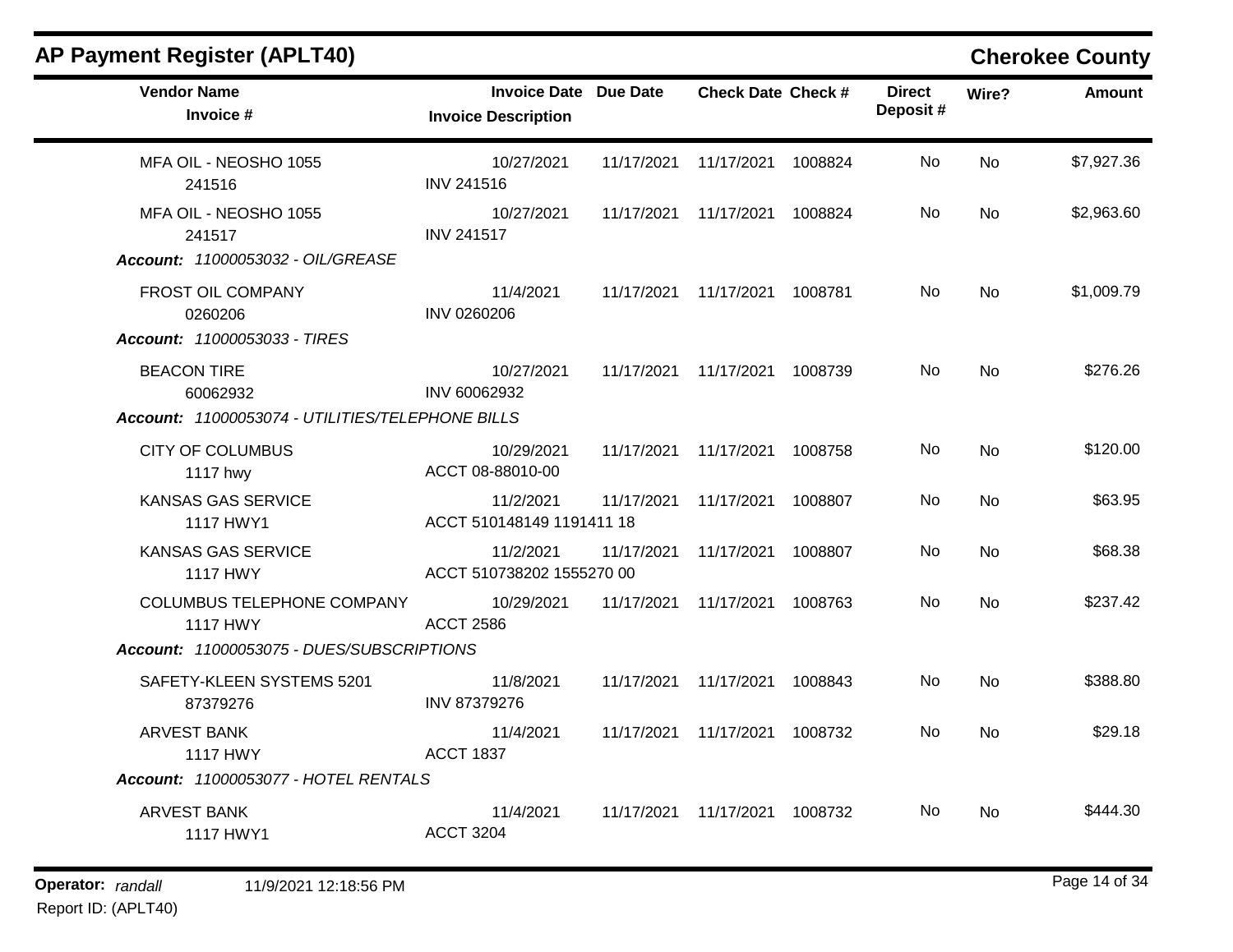## AP Payment Register (APLT40)

**Cherokee County**

| Vendor Name / Invoice # | Invoice Date / Invoice Description | Due Date | Check Date | Check # | Direct Deposit # | Wire? | Amount |
|---|---|---|---|---|---|---|---|
| MFA OIL - NEOSHO 1055<br>241516 | 10/27/2021<br>INV 241516 | 11/17/2021 | 11/17/2021 | 1008824 | No | No | $7,927.36 |
| MFA OIL - NEOSHO 1055<br>241517 | 10/27/2021<br>INV 241517 | 11/17/2021 | 11/17/2021 | 1008824 | No | No | $2,963.60 |
| ***Account: 11000053032 - OIL/GREASE*** | | | | | | | |
| FROST OIL COMPANY<br>0260206 | 11/4/2021<br>INV 0260206 | 11/17/2021 | 11/17/2021 | 1008781 | No | No | $1,009.79 |
| ***Account: 11000053033 - TIRES*** | | | | | | | |
| BEACON TIRE<br>60062932 | 10/27/2021<br>INV 60062932 | 11/17/2021 | 11/17/2021 | 1008739 | No | No | $276.26 |
| ***Account: 11000053074 - UTILITIES/TELEPHONE BILLS*** | | | | | | | |
| CITY OF COLUMBUS<br>1117 hwy | 10/29/2021<br>ACCT 08-88010-00 | 11/17/2021 | 11/17/2021 | 1008758 | No | No | $120.00 |
| KANSAS GAS SERVICE<br>1117 HWY1 | 11/2/2021<br>ACCT 510148149 1191411 18 | 11/17/2021 | 11/17/2021 | 1008807 | No | No | $63.95 |
| KANSAS GAS SERVICE<br>1117 HWY | 11/2/2021<br>ACCT 510738202 1555270 00 | 11/17/2021 | 11/17/2021 | 1008807 | No | No | $68.38 |
| COLUMBUS TELEPHONE COMPANY<br>1117 HWY | 10/29/2021<br>ACCT 2586 | 11/17/2021 | 11/17/2021 | 1008763 | No | No | $237.42 |
| ***Account: 11000053075 - DUES/SUBSCRIPTIONS*** | | | | | | | |
| SAFETY-KLEEN SYSTEMS 5201<br>87379276 | 11/8/2021<br>INV 87379276 | 11/17/2021 | 11/17/2021 | 1008843 | No | No | $388.80 |
| ARVEST BANK<br>1117 HWY | 11/4/2021<br>ACCT 1837 | 11/17/2021 | 11/17/2021 | 1008732 | No | No | $29.18 |
| ***Account: 11000053077 - HOTEL RENTALS*** | | | | | | | |
| ARVEST BANK<br>1117 HWY1 | 11/4/2021<br>ACCT 3204 | 11/17/2021 | 11/17/2021 | 1008732 | No | No | $444.30 |

**Operator:** *randall* 11/9/2021 12:18:56 PM

Report ID: (APLT40)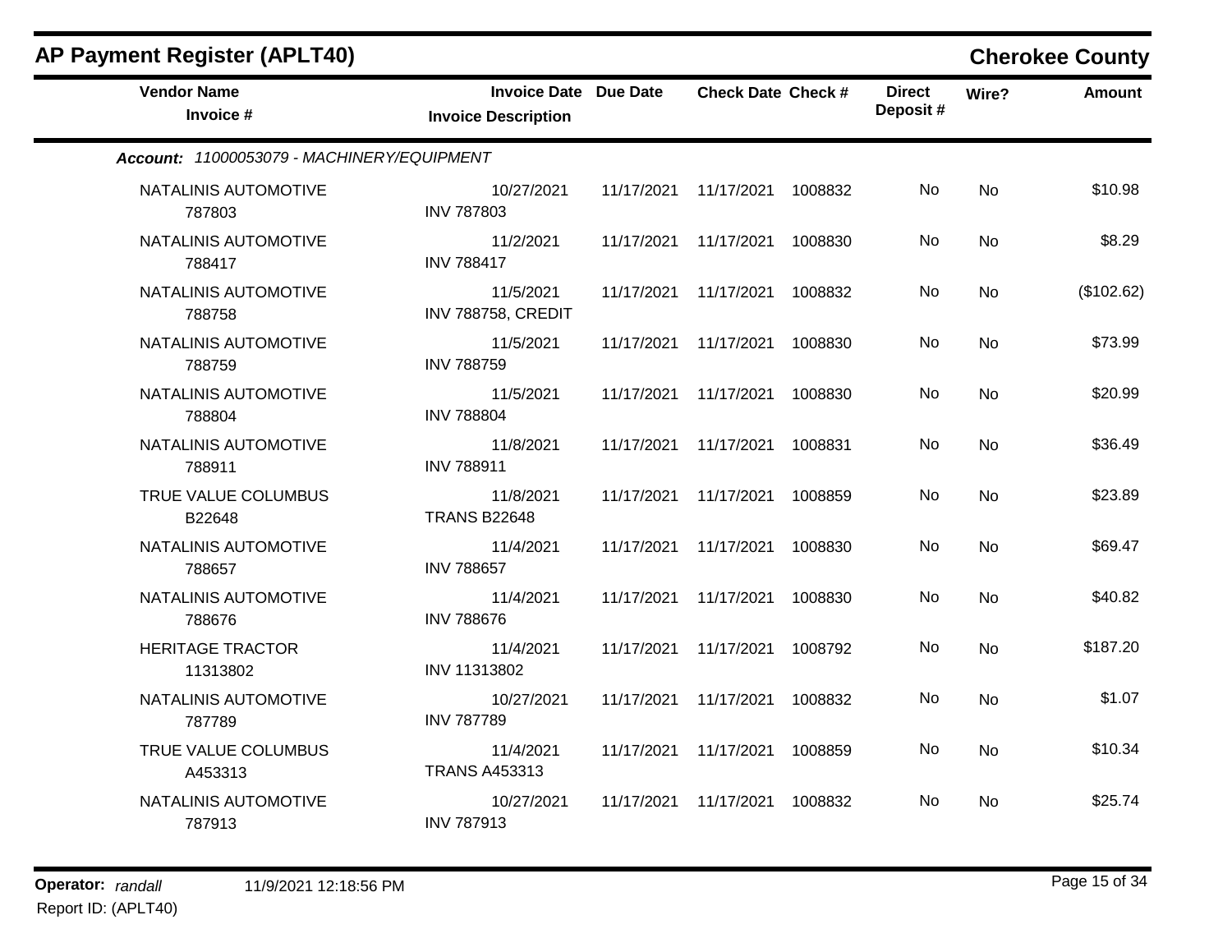## AP Payment Register (APLT40)

**Cherokee County**

| Vendor Name / Invoice # | Invoice Date / Invoice Description | Due Date | Check Date | Check # | Direct Deposit # | Wire? | Amount |
|---|---|---|---|---|---|---|---|
| ***Account: 11000053079 - MACHINERY/EQUIPMENT*** | | | | | | | |
| NATALINIS AUTOMOTIVE 787803 | 10/27/2021 INV 787803 | 11/17/2021 | 11/17/2021 | 1008832 | No | No | $10.98 |
| NATALINIS AUTOMOTIVE 788417 | 11/2/2021 INV 788417 | 11/17/2021 | 11/17/2021 | 1008830 | No | No | $8.29 |
| NATALINIS AUTOMOTIVE 788758 | 11/5/2021 INV 788758, CREDIT | 11/17/2021 | 11/17/2021 | 1008832 | No | No | ($102.62) |
| NATALINIS AUTOMOTIVE 788759 | 11/5/2021 INV 788759 | 11/17/2021 | 11/17/2021 | 1008830 | No | No | $73.99 |
| NATALINIS AUTOMOTIVE 788804 | 11/5/2021 INV 788804 | 11/17/2021 | 11/17/2021 | 1008830 | No | No | $20.99 |
| NATALINIS AUTOMOTIVE 788911 | 11/8/2021 INV 788911 | 11/17/2021 | 11/17/2021 | 1008831 | No | No | $36.49 |
| TRUE VALUE COLUMBUS B22648 | 11/8/2021 TRANS B22648 | 11/17/2021 | 11/17/2021 | 1008859 | No | No | $23.89 |
| NATALINIS AUTOMOTIVE 788657 | 11/4/2021 INV 788657 | 11/17/2021 | 11/17/2021 | 1008830 | No | No | $69.47 |
| NATALINIS AUTOMOTIVE 788676 | 11/4/2021 INV 788676 | 11/17/2021 | 11/17/2021 | 1008830 | No | No | $40.82 |
| HERITAGE TRACTOR 11313802 | 11/4/2021 INV 11313802 | 11/17/2021 | 11/17/2021 | 1008792 | No | No | $187.20 |
| NATALINIS AUTOMOTIVE 787789 | 10/27/2021 INV 787789 | 11/17/2021 | 11/17/2021 | 1008832 | No | No | $1.07 |
| TRUE VALUE COLUMBUS A453313 | 11/4/2021 TRANS A453313 | 11/17/2021 | 11/17/2021 | 1008859 | No | No | $10.34 |
| NATALINIS AUTOMOTIVE 787913 | 10/27/2021 INV 787913 | 11/17/2021 | 11/17/2021 | 1008832 | No | No | $25.74 |

**Operator:** *randall* 11/9/2021 12:18:56 PM

Report ID: (APLT40)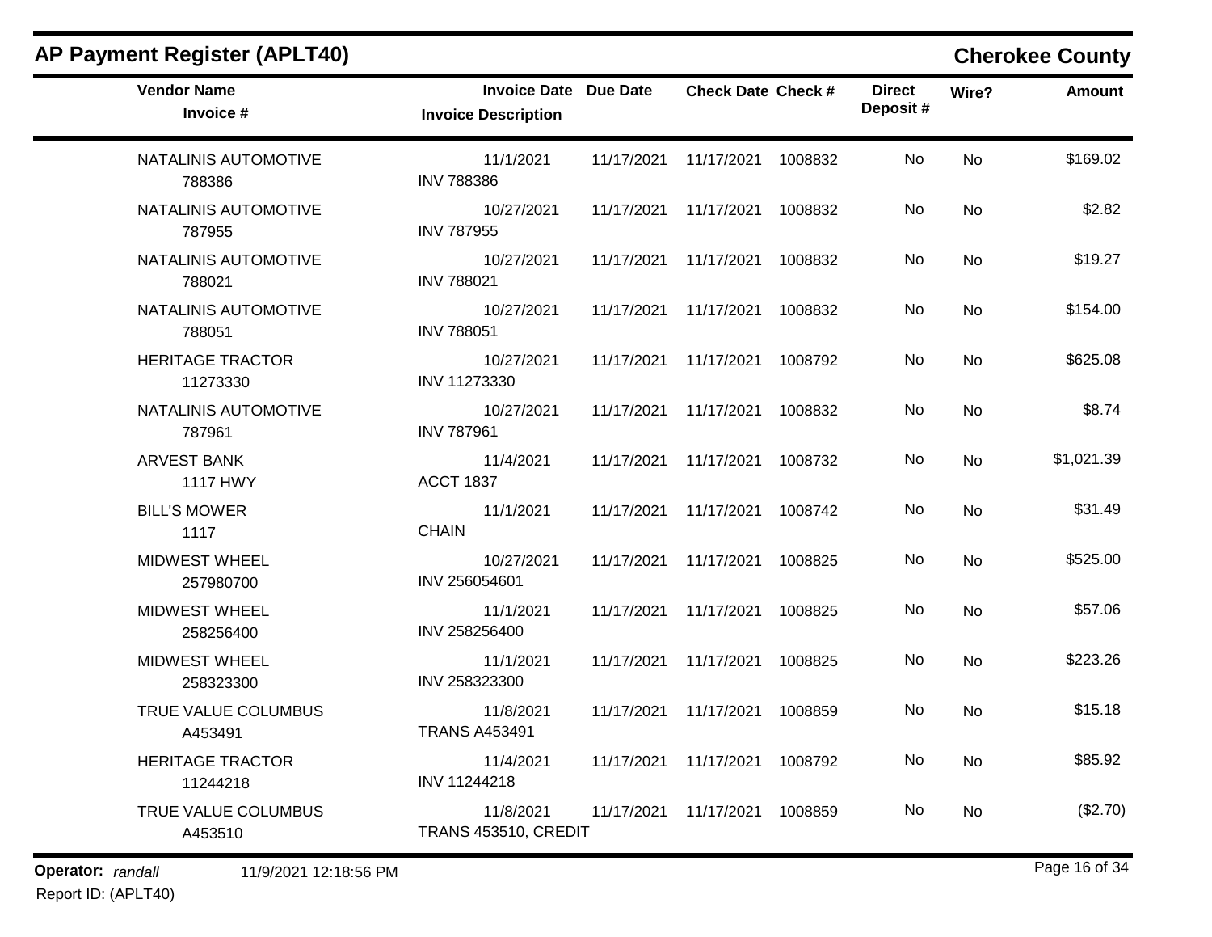## AP Payment Register (APLT40)

## Cherokee County

| Vendor Name / Invoice # | Invoice Date / Invoice Description | Due Date | Check Date | Check # | Direct Deposit # | Wire? | Amount |
|---|---|---|---|---|---|---|---|
| NATALINIS AUTOMOTIVE 788386 | 11/1/2021 INV 788386 | 11/17/2021 | 11/17/2021 | 1008832 | No | No | $169.02 |
| NATALINIS AUTOMOTIVE 787955 | 10/27/2021 INV 787955 | 11/17/2021 | 11/17/2021 | 1008832 | No | No | $2.82 |
| NATALINIS AUTOMOTIVE 788021 | 10/27/2021 INV 788021 | 11/17/2021 | 11/17/2021 | 1008832 | No | No | $19.27 |
| NATALINIS AUTOMOTIVE 788051 | 10/27/2021 INV 788051 | 11/17/2021 | 11/17/2021 | 1008832 | No | No | $154.00 |
| HERITAGE TRACTOR 11273330 | 10/27/2021 INV 11273330 | 11/17/2021 | 11/17/2021 | 1008792 | No | No | $625.08 |
| NATALINIS AUTOMOTIVE 787961 | 10/27/2021 INV 787961 | 11/17/2021 | 11/17/2021 | 1008832 | No | No | $8.74 |
| ARVEST BANK 1117 HWY | 11/4/2021 ACCT 1837 | 11/17/2021 | 11/17/2021 | 1008732 | No | No | $1,021.39 |
| BILL'S MOWER 1117 | 11/1/2021 CHAIN | 11/17/2021 | 11/17/2021 | 1008742 | No | No | $31.49 |
| MIDWEST WHEEL 257980700 | 10/27/2021 INV 256054601 | 11/17/2021 | 11/17/2021 | 1008825 | No | No | $525.00 |
| MIDWEST WHEEL 258256400 | 11/1/2021 INV 258256400 | 11/17/2021 | 11/17/2021 | 1008825 | No | No | $57.06 |
| MIDWEST WHEEL 258323300 | 11/1/2021 INV 258323300 | 11/17/2021 | 11/17/2021 | 1008825 | No | No | $223.26 |
| TRUE VALUE COLUMBUS A453491 | 11/8/2021 TRANS A453491 | 11/17/2021 | 11/17/2021 | 1008859 | No | No | $15.18 |
| HERITAGE TRACTOR 11244218 | 11/4/2021 INV 11244218 | 11/17/2021 | 11/17/2021 | 1008792 | No | No | $85.92 |
| TRUE VALUE COLUMBUS A453510 | 11/8/2021 TRANS 453510, CREDIT | 11/17/2021 | 11/17/2021 | 1008859 | No | No | ($2.70) |

**Operator:** *randall* 11/9/2021 12:18:56 PM

Report ID: (APLT40)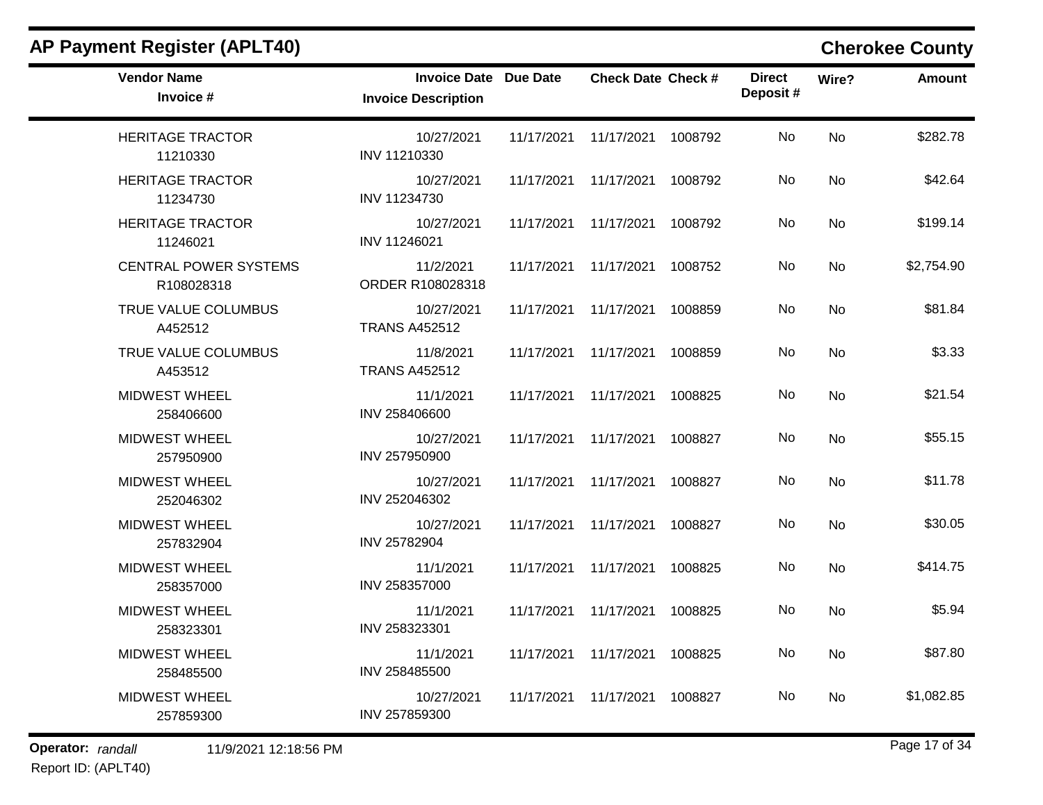## AP Payment Register (APLT40)

**Cherokee County**

| Vendor Name / Invoice # | Invoice Date / Invoice Description | Due Date | Check Date | Check # | Direct Deposit # | Wire? | Amount |
|---|---|---|---|---|---|---|---|
| HERITAGE TRACTOR<br>11210330 | 10/27/2021<br>INV 11210330 | 11/17/2021 | 11/17/2021 | 1008792 | No | No | $282.78 |
| HERITAGE TRACTOR<br>11234730 | 10/27/2021<br>INV 11234730 | 11/17/2021 | 11/17/2021 | 1008792 | No | No | $42.64 |
| HERITAGE TRACTOR<br>11246021 | 10/27/2021<br>INV 11246021 | 11/17/2021 | 11/17/2021 | 1008792 | No | No | $199.14 |
| CENTRAL POWER SYSTEMS<br>R108028318 | 11/2/2021<br>ORDER R108028318 | 11/17/2021 | 11/17/2021 | 1008752 | No | No | $2,754.90 |
| TRUE VALUE COLUMBUS<br>A452512 | 10/27/2021<br>TRANS A452512 | 11/17/2021 | 11/17/2021 | 1008859 | No | No | $81.84 |
| TRUE VALUE COLUMBUS<br>A453512 | 11/8/2021<br>TRANS A452512 | 11/17/2021 | 11/17/2021 | 1008859 | No | No | $3.33 |
| MIDWEST WHEEL<br>258406600 | 11/1/2021<br>INV 258406600 | 11/17/2021 | 11/17/2021 | 1008825 | No | No | $21.54 |
| MIDWEST WHEEL<br>257950900 | 10/27/2021<br>INV 257950900 | 11/17/2021 | 11/17/2021 | 1008827 | No | No | $55.15 |
| MIDWEST WHEEL<br>252046302 | 10/27/2021<br>INV 252046302 | 11/17/2021 | 11/17/2021 | 1008827 | No | No | $11.78 |
| MIDWEST WHEEL<br>257832904 | 10/27/2021<br>INV 25782904 | 11/17/2021 | 11/17/2021 | 1008827 | No | No | $30.05 |
| MIDWEST WHEEL<br>258357000 | 11/1/2021<br>INV 258357000 | 11/17/2021 | 11/17/2021 | 1008825 | No | No | $414.75 |
| MIDWEST WHEEL<br>258323301 | 11/1/2021<br>INV 258323301 | 11/17/2021 | 11/17/2021 | 1008825 | No | No | $5.94 |
| MIDWEST WHEEL<br>258485500 | 11/1/2021<br>INV 258485500 | 11/17/2021 | 11/17/2021 | 1008825 | No | No | $87.80 |
| MIDWEST WHEEL<br>257859300 | 10/27/2021<br>INV 257859300 | 11/17/2021 | 11/17/2021 | 1008827 | No | No | $1,082.85 |

**Operator:** *randall* 11/9/2021 12:18:56 PM

Report ID: (APLT40)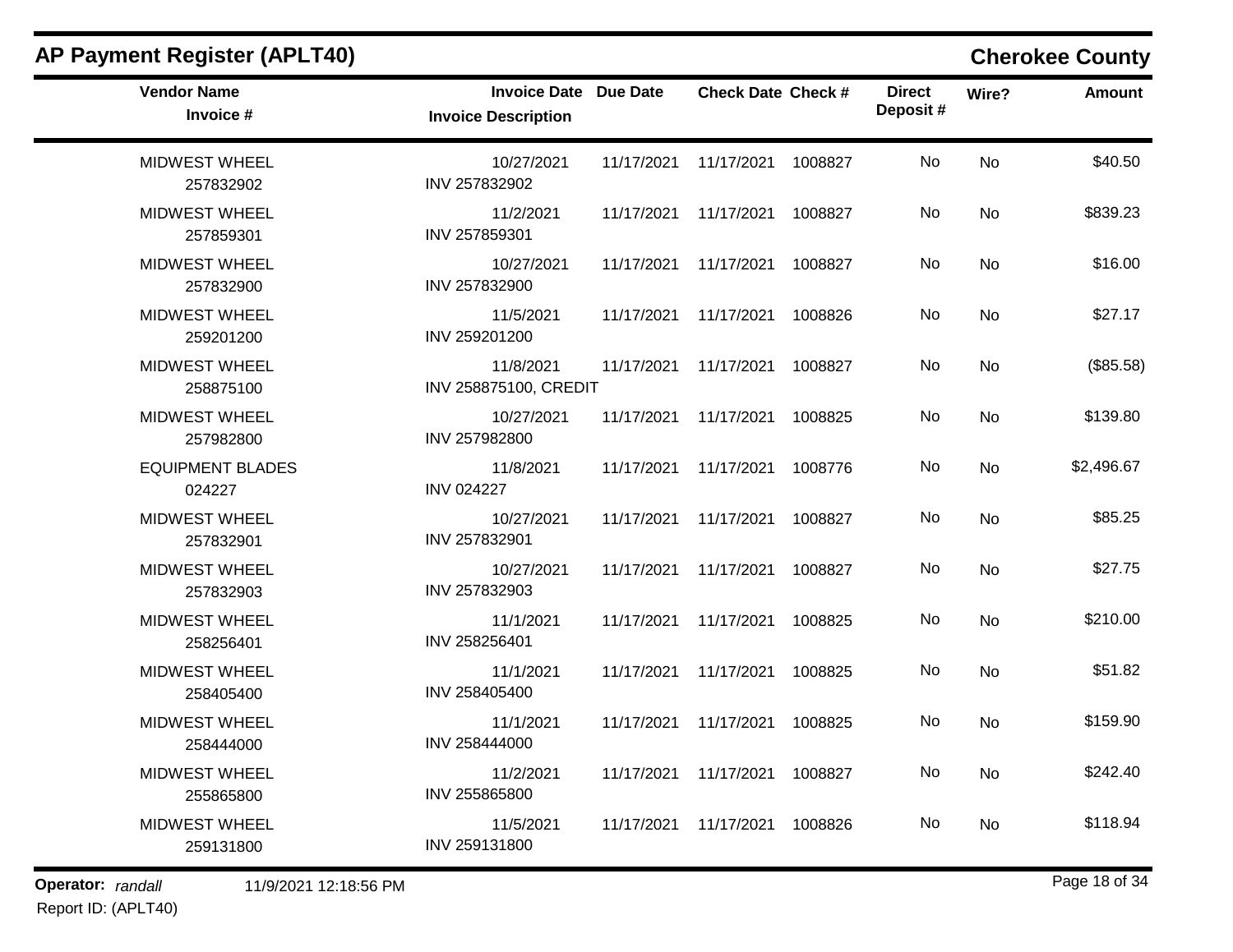## AP Payment Register (APLT40)

## Cherokee County

| Vendor Name / Invoice # | Invoice Date / Invoice Description | Due Date | Check Date | Check # | Direct Deposit # | Wire? | Amount |
|---|---|---|---|---|---|---|---|
| MIDWEST WHEEL<br>257832902 | 10/27/2021<br>INV 257832902 | 11/17/2021 | 11/17/2021 | 1008827 | No | No | $40.50 |
| MIDWEST WHEEL<br>257859301 | 11/2/2021<br>INV 257859301 | 11/17/2021 | 11/17/2021 | 1008827 | No | No | $839.23 |
| MIDWEST WHEEL<br>257832900 | 10/27/2021<br>INV 257832900 | 11/17/2021 | 11/17/2021 | 1008827 | No | No | $16.00 |
| MIDWEST WHEEL<br>259201200 | 11/5/2021<br>INV 259201200 | 11/17/2021 | 11/17/2021 | 1008826 | No | No | $27.17 |
| MIDWEST WHEEL<br>258875100 | 11/8/2021<br>INV 258875100, CREDIT | 11/17/2021 | 11/17/2021 | 1008827 | No | No | ($85.58) |
| MIDWEST WHEEL<br>257982800 | 10/27/2021<br>INV 257982800 | 11/17/2021 | 11/17/2021 | 1008825 | No | No | $139.80 |
| EQUIPMENT BLADES<br>024227 | 11/8/2021<br>INV 024227 | 11/17/2021 | 11/17/2021 | 1008776 | No | No | $2,496.67 |
| MIDWEST WHEEL<br>257832901 | 10/27/2021<br>INV 257832901 | 11/17/2021 | 11/17/2021 | 1008827 | No | No | $85.25 |
| MIDWEST WHEEL<br>257832903 | 10/27/2021<br>INV 257832903 | 11/17/2021 | 11/17/2021 | 1008827 | No | No | $27.75 |
| MIDWEST WHEEL<br>258256401 | 11/1/2021<br>INV 258256401 | 11/17/2021 | 11/17/2021 | 1008825 | No | No | $210.00 |
| MIDWEST WHEEL<br>258405400 | 11/1/2021<br>INV 258405400 | 11/17/2021 | 11/17/2021 | 1008825 | No | No | $51.82 |
| MIDWEST WHEEL<br>258444000 | 11/1/2021<br>INV 258444000 | 11/17/2021 | 11/17/2021 | 1008825 | No | No | $159.90 |
| MIDWEST WHEEL<br>255865800 | 11/2/2021<br>INV 255865800 | 11/17/2021 | 11/17/2021 | 1008827 | No | No | $242.40 |
| MIDWEST WHEEL<br>259131800 | 11/5/2021<br>INV 259131800 | 11/17/2021 | 11/17/2021 | 1008826 | No | No | $118.94 |

**Operator:** *randall* 11/9/2021 12:18:56 PM
Report ID: (APLT40)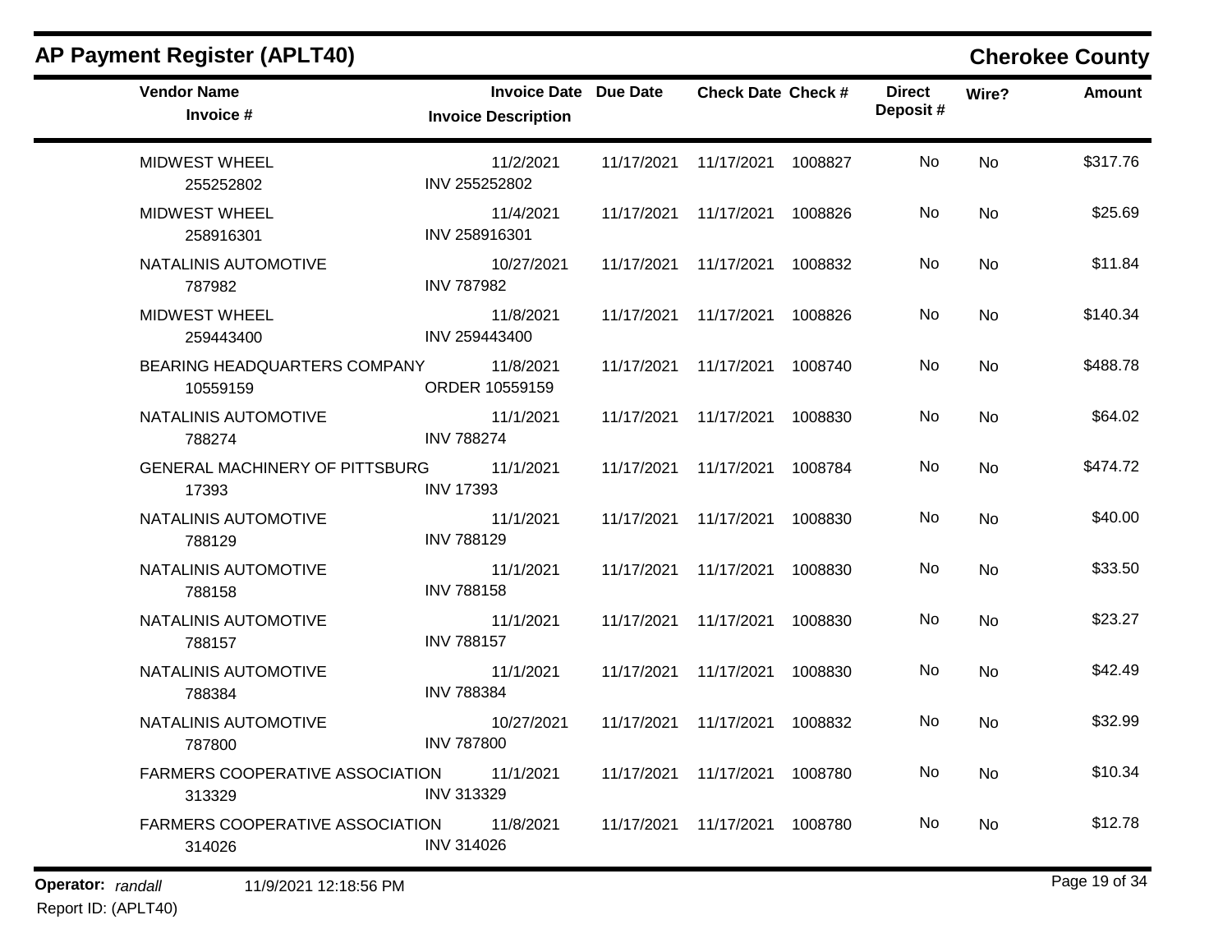## AP Payment Register (APLT40)

**Cherokee County**

| Vendor Name / Invoice # | Invoice Date / Invoice Description | Due Date | Check Date | Check # | Direct Deposit # | Wire? | Amount |
|---|---|---|---|---|---|---|---|
| MIDWEST WHEEL<br>255252802 | 11/2/2021<br>INV 255252802 | 11/17/2021 | 11/17/2021 | 1008827 | No | No | $317.76 |
| MIDWEST WHEEL<br>258916301 | 11/4/2021<br>INV 258916301 | 11/17/2021 | 11/17/2021 | 1008826 | No | No | $25.69 |
| NATALINIS AUTOMOTIVE<br>787982 | 10/27/2021<br>INV 787982 | 11/17/2021 | 11/17/2021 | 1008832 | No | No | $11.84 |
| MIDWEST WHEEL<br>259443400 | 11/8/2021<br>INV 259443400 | 11/17/2021 | 11/17/2021 | 1008826 | No | No | $140.34 |
| BEARING HEADQUARTERS COMPANY<br>10559159 | 11/8/2021<br>ORDER 10559159 | 11/17/2021 | 11/17/2021 | 1008740 | No | No | $488.78 |
| NATALINIS AUTOMOTIVE<br>788274 | 11/1/2021<br>INV 788274 | 11/17/2021 | 11/17/2021 | 1008830 | No | No | $64.02 |
| GENERAL MACHINERY OF PITTSBURG<br>17393 | 11/1/2021<br>INV 17393 | 11/17/2021 | 11/17/2021 | 1008784 | No | No | $474.72 |
| NATALINIS AUTOMOTIVE<br>788129 | 11/1/2021<br>INV 788129 | 11/17/2021 | 11/17/2021 | 1008830 | No | No | $40.00 |
| NATALINIS AUTOMOTIVE<br>788158 | 11/1/2021<br>INV 788158 | 11/17/2021 | 11/17/2021 | 1008830 | No | No | $33.50 |
| NATALINIS AUTOMOTIVE<br>788157 | 11/1/2021<br>INV 788157 | 11/17/2021 | 11/17/2021 | 1008830 | No | No | $23.27 |
| NATALINIS AUTOMOTIVE<br>788384 | 11/1/2021<br>INV 788384 | 11/17/2021 | 11/17/2021 | 1008830 | No | No | $42.49 |
| NATALINIS AUTOMOTIVE<br>787800 | 10/27/2021<br>INV 787800 | 11/17/2021 | 11/17/2021 | 1008832 | No | No | $32.99 |
| FARMERS COOPERATIVE ASSOCIATION<br>313329 | 11/1/2021<br>INV 313329 | 11/17/2021 | 11/17/2021 | 1008780 | No | No | $10.34 |
| FARMERS COOPERATIVE ASSOCIATION<br>314026 | 11/8/2021<br>INV 314026 | 11/17/2021 | 11/17/2021 | 1008780 | No | No | $12.78 |

**Operator:** *randall* 11/9/2021 12:18:56 PM

Report ID: (APLT40)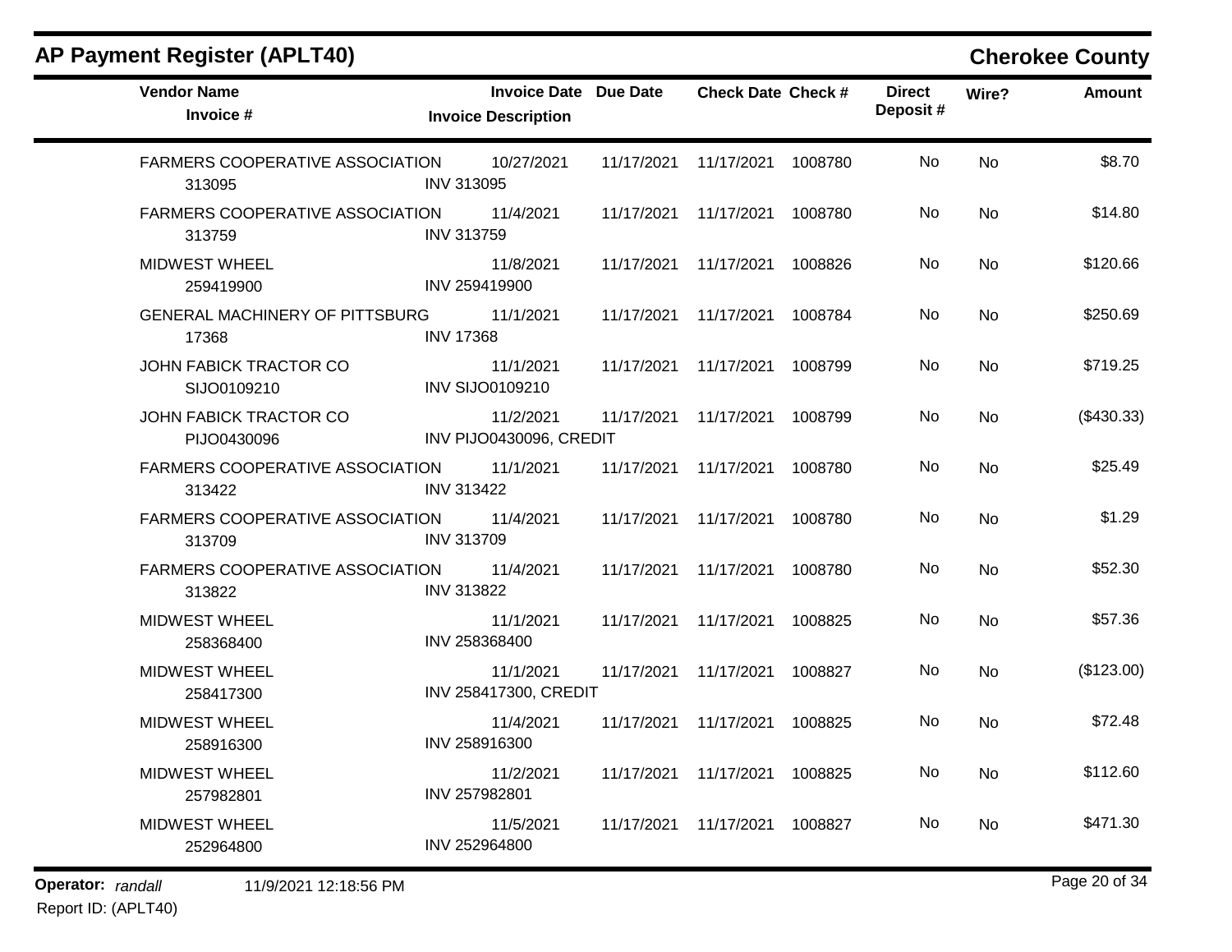## AP Payment Register (APLT40)

**Cherokee County**

| Vendor Name / Invoice # | Invoice Date / Invoice Description | Due Date | Check Date | Check # | Direct Deposit # | Wire? | Amount |
|---|---|---|---|---|---|---|---|
| FARMERS COOPERATIVE ASSOCIATION<br>313095 | 10/27/2021<br>INV 313095 | 11/17/2021 | 11/17/2021 | 1008780 | No | No | $8.70 |
| FARMERS COOPERATIVE ASSOCIATION<br>313759 | 11/4/2021<br>INV 313759 | 11/17/2021 | 11/17/2021 | 1008780 | No | No | $14.80 |
| MIDWEST WHEEL<br>259419900 | 11/8/2021<br>INV 259419900 | 11/17/2021 | 11/17/2021 | 1008826 | No | No | $120.66 |
| GENERAL MACHINERY OF PITTSBURG<br>17368 | 11/1/2021<br>INV 17368 | 11/17/2021 | 11/17/2021 | 1008784 | No | No | $250.69 |
| JOHN FABICK TRACTOR CO<br>SIJO0109210 | 11/1/2021<br>INV SIJO0109210 | 11/17/2021 | 11/17/2021 | 1008799 | No | No | $719.25 |
| JOHN FABICK TRACTOR CO<br>PIJO0430096 | 11/2/2021<br>INV PIJO0430096, CREDIT | 11/17/2021 | 11/17/2021 | 1008799 | No | No | ($430.33) |
| FARMERS COOPERATIVE ASSOCIATION<br>313422 | 11/1/2021<br>INV 313422 | 11/17/2021 | 11/17/2021 | 1008780 | No | No | $25.49 |
| FARMERS COOPERATIVE ASSOCIATION<br>313709 | 11/4/2021<br>INV 313709 | 11/17/2021 | 11/17/2021 | 1008780 | No | No | $1.29 |
| FARMERS COOPERATIVE ASSOCIATION<br>313822 | 11/4/2021<br>INV 313822 | 11/17/2021 | 11/17/2021 | 1008780 | No | No | $52.30 |
| MIDWEST WHEEL<br>258368400 | 11/1/2021<br>INV 258368400 | 11/17/2021 | 11/17/2021 | 1008825 | No | No | $57.36 |
| MIDWEST WHEEL<br>258417300 | 11/1/2021<br>INV 258417300, CREDIT | 11/17/2021 | 11/17/2021 | 1008827 | No | No | ($123.00) |
| MIDWEST WHEEL<br>258916300 | 11/4/2021<br>INV 258916300 | 11/17/2021 | 11/17/2021 | 1008825 | No | No | $72.48 |
| MIDWEST WHEEL<br>257982801 | 11/2/2021<br>INV 257982801 | 11/17/2021 | 11/17/2021 | 1008825 | No | No | $112.60 |
| MIDWEST WHEEL<br>252964800 | 11/5/2021<br>INV 252964800 | 11/17/2021 | 11/17/2021 | 1008827 | No | No | $471.30 |

**Operator:** *randall* 11/9/2021 12:18:56 PM
Report ID: (APLT40)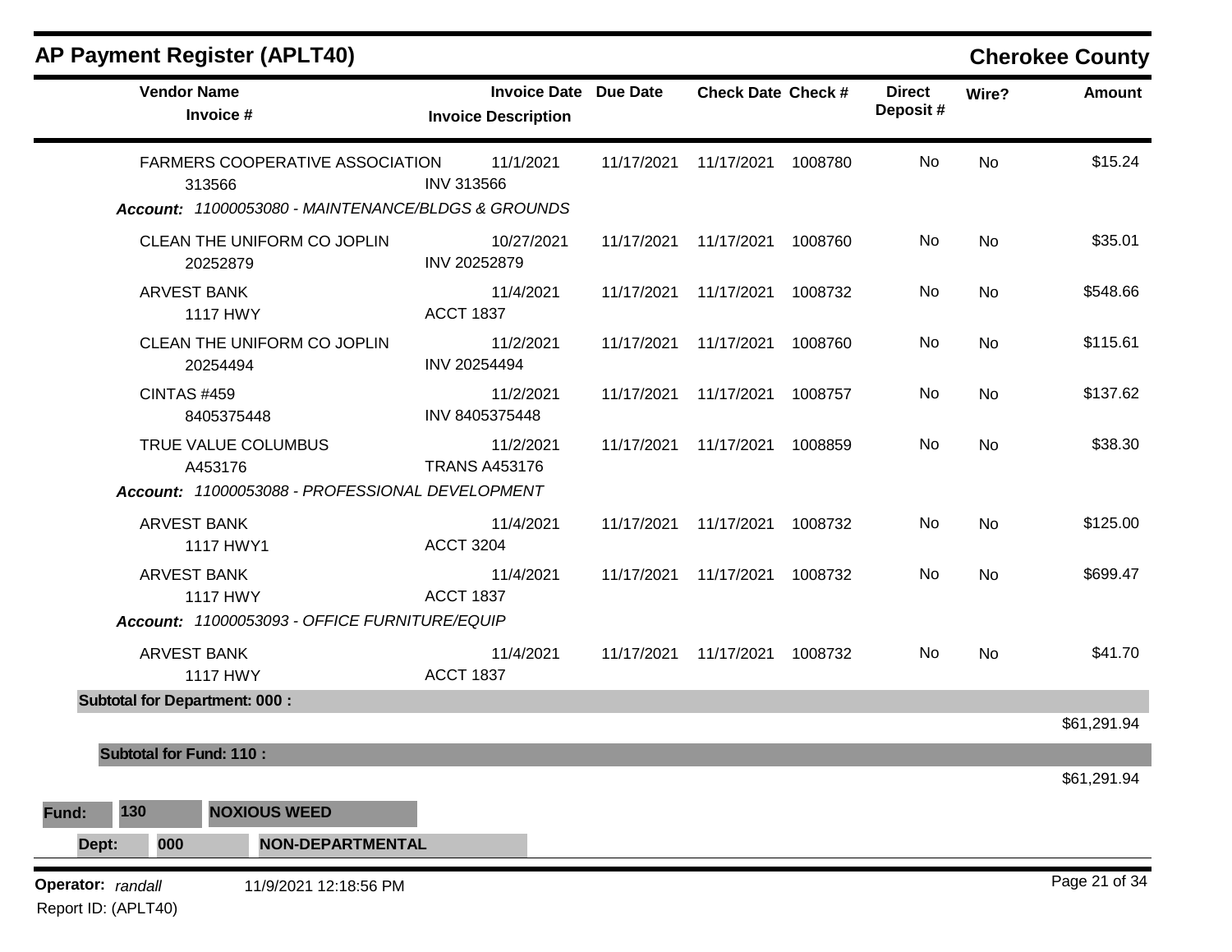# AP Payment Register (APLT40)

## Cherokee County

| Vendor Name / Invoice # | Invoice Date / Invoice Description | Due Date | Check Date | Check # | Direct Deposit # | Wire? | Amount |
|---|---|---|---|---|---|---|---|
| FARMERS COOPERATIVE ASSOCIATION<br>313566 | 11/1/2021<br>INV 313566 | 11/17/2021 | 11/17/2021 | 1008780 | No | No | $15.24 |
| ***Account:** 11000053080 - MAINTENANCE/BLDGS & GROUNDS* | | | | | | | |
| CLEAN THE UNIFORM CO JOPLIN<br>20252879 | 10/27/2021<br>INV 20252879 | 11/17/2021 | 11/17/2021 | 1008760 | No | No | $35.01 |
| ARVEST BANK<br>1117 HWY | 11/4/2021<br>ACCT 1837 | 11/17/2021 | 11/17/2021 | 1008732 | No | No | $548.66 |
| CLEAN THE UNIFORM CO JOPLIN<br>20254494 | 11/2/2021<br>INV 20254494 | 11/17/2021 | 11/17/2021 | 1008760 | No | No | $115.61 |
| CINTAS #459<br>8405375448 | 11/2/2021<br>INV 8405375448 | 11/17/2021 | 11/17/2021 | 1008757 | No | No | $137.62 |
| TRUE VALUE COLUMBUS<br>A453176 | 11/2/2021<br>TRANS A453176 | 11/17/2021 | 11/17/2021 | 1008859 | No | No | $38.30 |
| ***Account:** 11000053088 - PROFESSIONAL DEVELOPMENT* | | | | | | | |
| ARVEST BANK<br>1117 HWY1 | 11/4/2021<br>ACCT 3204 | 11/17/2021 | 11/17/2021 | 1008732 | No | No | $125.00 |
| ARVEST BANK<br>1117 HWY | 11/4/2021<br>ACCT 1837 | 11/17/2021 | 11/17/2021 | 1008732 | No | No | $699.47 |
| ***Account:** 11000053093 - OFFICE FURNITURE/EQUIP* | | | | | | | |
| ARVEST BANK<br>1117 HWY | 11/4/2021<br>ACCT 1837 | 11/17/2021 | 11/17/2021 | 1008732 | No | No | $41.70 |
| **Subtotal for Department: 000 :** | | | | | | | $61,291.94 |
| **Subtotal for Fund: 110 :** | | | | | | | $61,291.94 |

**Fund:** **130** **NOXIOUS WEED**

**Dept:** **000** **NON-DEPARTMENTAL**

**Operator:** *randall* 11/9/2021 12:18:56 PM

Report ID: (APLT40)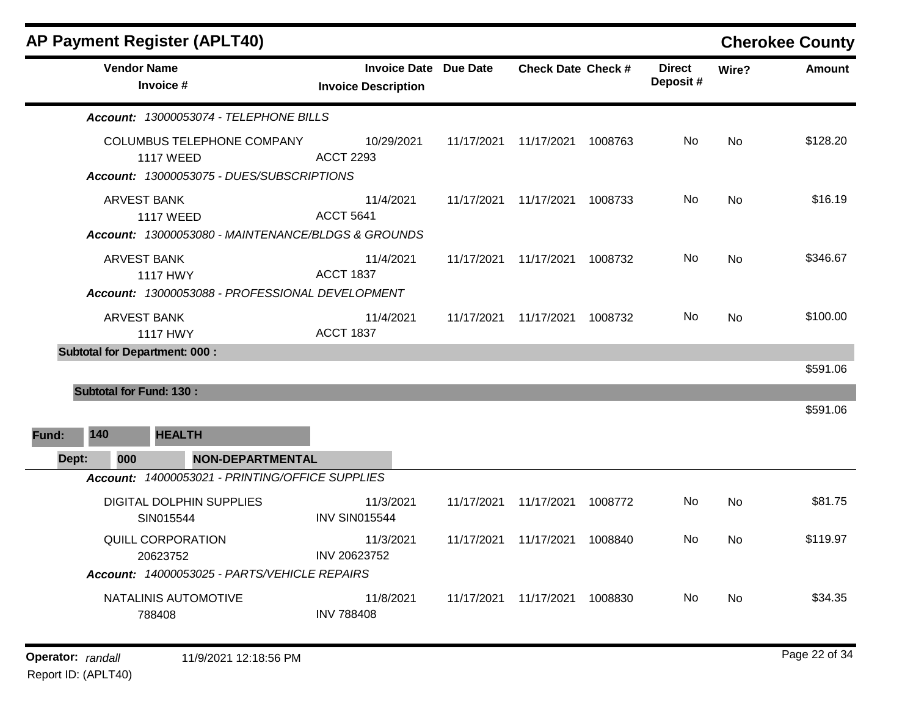## AP Payment Register (APLT40)

**Cherokee County**

| Vendor Name / Invoice # | Invoice Date / Invoice Description | Due Date | Check Date | Check # | Direct Deposit # | Wire? | Amount |
|---|---|---|---|---|---|---|---|
| ***Account: 13000053074 - TELEPHONE BILLS*** | | | | | | | |
| COLUMBUS TELEPHONE COMPANY<br>1117 WEED | 10/29/2021<br>ACCT 2293 | 11/17/2021 | 11/17/2021 | 1008763 | No | No | $128.20 |
| ***Account: 13000053075 - DUES/SUBSCRIPTIONS*** | | | | | | | |
| ARVEST BANK<br>1117 WEED | 11/4/2021<br>ACCT 5641 | 11/17/2021 | 11/17/2021 | 1008733 | No | No | $16.19 |
| ***Account: 13000053080 - MAINTENANCE/BLDGS & GROUNDS*** | | | | | | | |
| ARVEST BANK<br>1117 HWY | 11/4/2021<br>ACCT 1837 | 11/17/2021 | 11/17/2021 | 1008732 | No | No | $346.67 |
| ***Account: 13000053088 - PROFESSIONAL DEVELOPMENT*** | | | | | | | |
| ARVEST BANK<br>1117 HWY | 11/4/2021<br>ACCT 1837 | 11/17/2021 | 11/17/2021 | 1008732 | No | No | $100.00 |
| **Subtotal for Department: 000 :** | | | | | | | $591.06 |
| **Subtotal for Fund: 130 :** | | | | | | | $591.06 |

**Fund: 140 HEALTH**

**Dept: 000 NON-DEPARTMENTAL**

| Vendor Name / Invoice # | Invoice Date / Invoice Description | Due Date | Check Date | Check # | Direct Deposit # | Wire? | Amount |
|---|---|---|---|---|---|---|---|
| ***Account: 14000053021 - PRINTING/OFFICE SUPPLIES*** | | | | | | | |
| DIGITAL DOLPHIN SUPPLIES<br>SIN015544 | 11/3/2021<br>INV SIN015544 | 11/17/2021 | 11/17/2021 | 1008772 | No | No | $81.75 |
| QUILL CORPORATION<br>20623752 | 11/3/2021<br>INV 20623752 | 11/17/2021 | 11/17/2021 | 1008840 | No | No | $119.97 |
| ***Account: 14000053025 - PARTS/VEHICLE REPAIRS*** | | | | | | | |
| NATALINIS AUTOMOTIVE<br>788408 | 11/8/2021<br>INV 788408 | 11/17/2021 | 11/17/2021 | 1008830 | No | No | $34.35 |

**Operator:** *randall* 11/9/2021 12:18:56 PM

Report ID: (APLT40)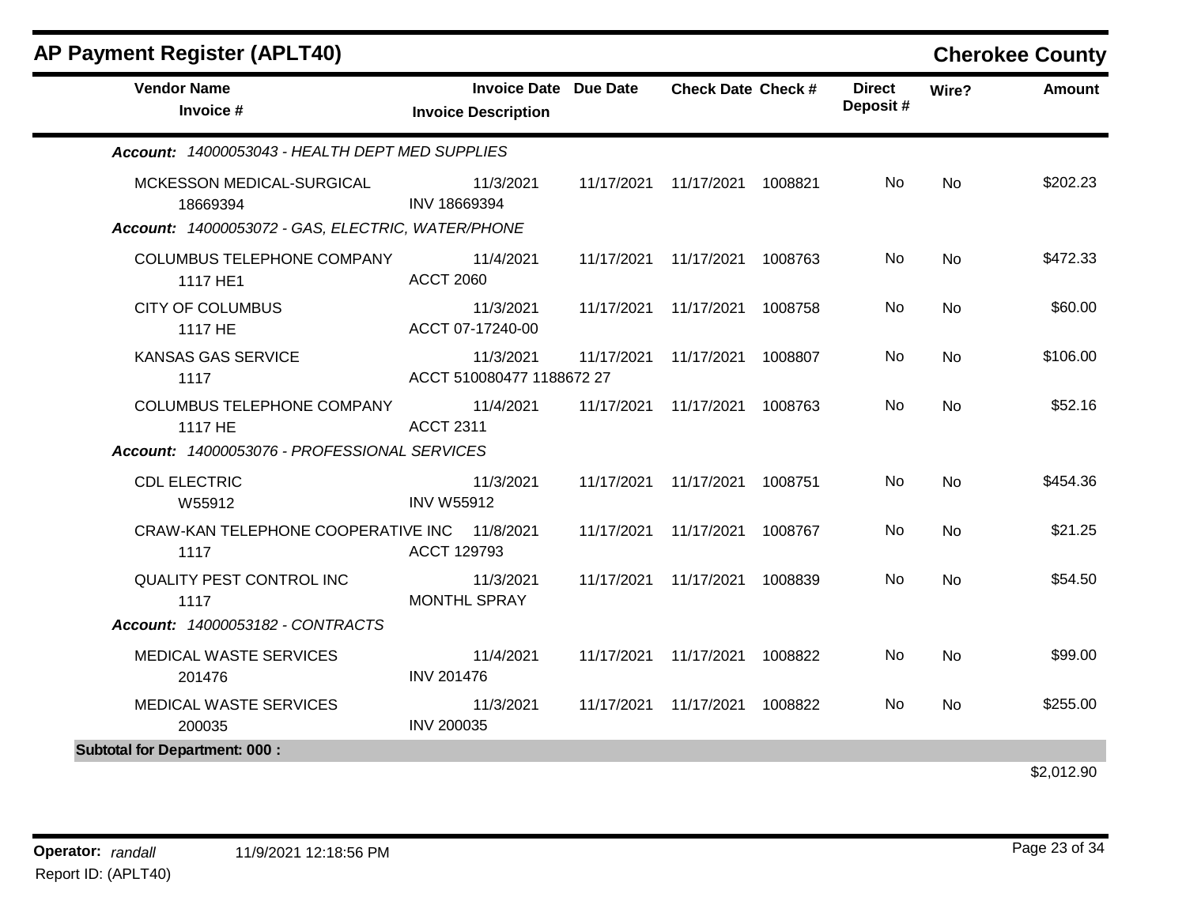# AP Payment Register (APLT40)

## Cherokee County

| Vendor Name / Invoice # | Invoice Date / Invoice Description | Due Date | Check Date | Check # | Direct Deposit # | Wire? | Amount |
|---|---|---|---|---|---|---|---|
| ***Account: 14000053043 - HEALTH DEPT MED SUPPLIES*** | | | | | | | |
| MCKESSON MEDICAL-SURGICAL<br>18669394 | 11/3/2021<br>INV 18669394 | 11/17/2021 | 11/17/2021 | 1008821 | No | No | $202.23 |
| ***Account: 14000053072 - GAS, ELECTRIC, WATER/PHONE*** | | | | | | | |
| COLUMBUS TELEPHONE COMPANY<br>1117 HE1 | 11/4/2021<br>ACCT 2060 | 11/17/2021 | 11/17/2021 | 1008763 | No | No | $472.33 |
| CITY OF COLUMBUS<br>1117 HE | 11/3/2021<br>ACCT 07-17240-00 | 11/17/2021 | 11/17/2021 | 1008758 | No | No | $60.00 |
| KANSAS GAS SERVICE<br>1117 | 11/3/2021<br>ACCT 510080477 1188672 27 | 11/17/2021 | 11/17/2021 | 1008807 | No | No | $106.00 |
| COLUMBUS TELEPHONE COMPANY<br>1117 HE | 11/4/2021<br>ACCT 2311 | 11/17/2021 | 11/17/2021 | 1008763 | No | No | $52.16 |
| ***Account: 14000053076 - PROFESSIONAL SERVICES*** | | | | | | | |
| CDL ELECTRIC<br>W55912 | 11/3/2021<br>INV W55912 | 11/17/2021 | 11/17/2021 | 1008751 | No | No | $454.36 |
| CRAW-KAN TELEPHONE COOPERATIVE INC<br>1117 | 11/8/2021<br>ACCT 129793 | 11/17/2021 | 11/17/2021 | 1008767 | No | No | $21.25 |
| QUALITY PEST CONTROL INC<br>1117 | 11/3/2021<br>MONTHL SPRAY | 11/17/2021 | 11/17/2021 | 1008839 | No | No | $54.50 |
| ***Account: 14000053182 - CONTRACTS*** | | | | | | | |
| MEDICAL WASTE SERVICES<br>201476 | 11/4/2021<br>INV 201476 | 11/17/2021 | 11/17/2021 | 1008822 | No | No | $99.00 |
| MEDICAL WASTE SERVICES<br>200035 | 11/3/2021<br>INV 200035 | 11/17/2021 | 11/17/2021 | 1008822 | No | No | $255.00 |
| **Subtotal for Department: 000 :** | | | | | | | $2,012.90 |

Operator: *randall* 11/9/2021 12:18:56 PM

Report ID: (APLT40)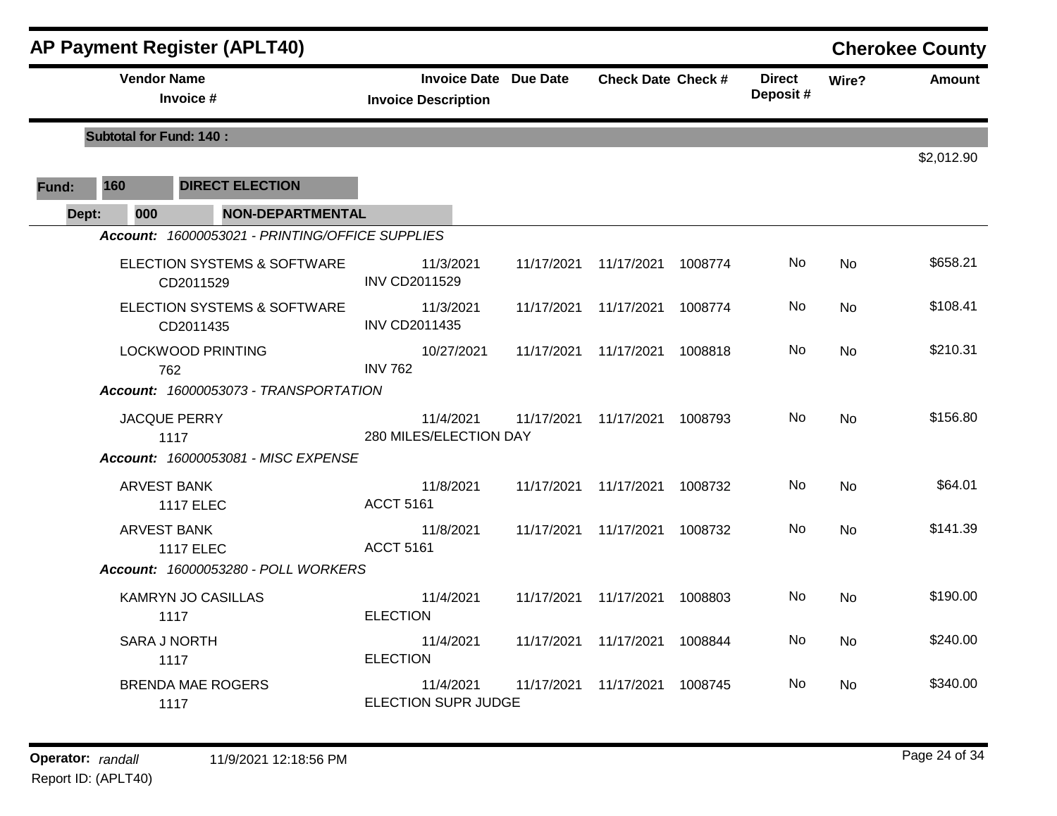## AP Payment Register (APLT40)

**Cherokee County**

| Vendor Name / Invoice # | Invoice Date / Invoice Description | Due Date | Check Date | Check # | Direct Deposit # | Wire? | Amount |
|---|---|---|---|---|---|---|---|
| **Subtotal for Fund: 140 :** | | | | | | | $2,012.90 |

**Fund: 160 DIRECT ELECTION**

**Dept: 000 NON-DEPARTMENTAL**

*Account: 16000053021 - PRINTING/OFFICE SUPPLIES*

| Vendor Name / Invoice # | Invoice Date / Invoice Description | Due Date | Check Date | Check # | Direct Deposit # | Wire? | Amount |
|---|---|---|---|---|---|---|---|
| ELECTION SYSTEMS & SOFTWARE / CD2011529 | 11/3/2021 / INV CD2011529 | 11/17/2021 | 11/17/2021 | 1008774 | No | No | $658.21 |
| ELECTION SYSTEMS & SOFTWARE / CD2011435 | 11/3/2021 / INV CD2011435 | 11/17/2021 | 11/17/2021 | 1008774 | No | No | $108.41 |
| LOCKWOOD PRINTING / 762 | 10/27/2021 / INV 762 | 11/17/2021 | 11/17/2021 | 1008818 | No | No | $210.31 |

*Account: 16000053073 - TRANSPORTATION*

| Vendor Name / Invoice # | Invoice Date / Invoice Description | Due Date | Check Date | Check # | Direct Deposit # | Wire? | Amount |
|---|---|---|---|---|---|---|---|
| JACQUE PERRY / 1117 | 11/4/2021 / 280 MILES/ELECTION DAY | 11/17/2021 | 11/17/2021 | 1008793 | No | No | $156.80 |

*Account: 16000053081 - MISC EXPENSE*

| Vendor Name / Invoice # | Invoice Date / Invoice Description | Due Date | Check Date | Check # | Direct Deposit # | Wire? | Amount |
|---|---|---|---|---|---|---|---|
| ARVEST BANK / 1117 ELEC | 11/8/2021 / ACCT 5161 | 11/17/2021 | 11/17/2021 | 1008732 | No | No | $64.01 |
| ARVEST BANK / 1117 ELEC | 11/8/2021 / ACCT 5161 | 11/17/2021 | 11/17/2021 | 1008732 | No | No | $141.39 |

*Account: 16000053280 - POLL WORKERS*

| Vendor Name / Invoice # | Invoice Date / Invoice Description | Due Date | Check Date | Check # | Direct Deposit # | Wire? | Amount |
|---|---|---|---|---|---|---|---|
| KAMRYN JO CASILLAS / 1117 | 11/4/2021 / ELECTION | 11/17/2021 | 11/17/2021 | 1008803 | No | No | $190.00 |
| SARA J NORTH / 1117 | 11/4/2021 / ELECTION | 11/17/2021 | 11/17/2021 | 1008844 | No | No | $240.00 |
| BRENDA MAE ROGERS / 1117 | 11/4/2021 / ELECTION SUPR JUDGE | 11/17/2021 | 11/17/2021 | 1008745 | No | No | $340.00 |

**Operator:** *randall* 11/9/2021 12:18:56 PM

Report ID: (APLT40)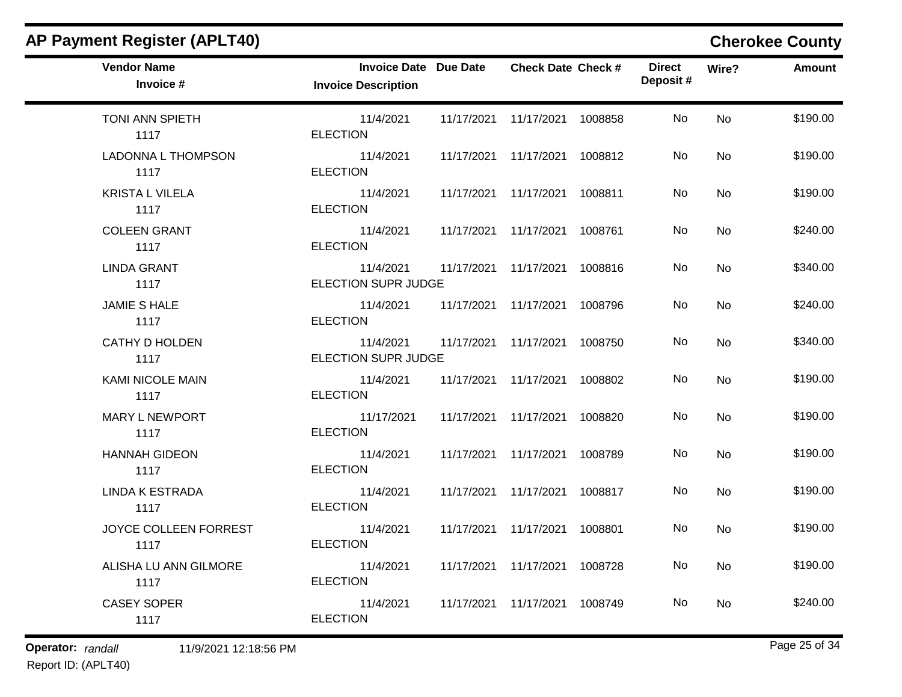# AP Payment Register (APLT40)

## Cherokee County

| Vendor Name / Invoice # | Invoice Date / Invoice Description | Due Date | Check Date | Check # | Direct Deposit # | Wire? | Amount |
|---|---|---|---|---|---|---|---|
| TONI ANN SPIETH<br>1117 | 11/4/2021<br>ELECTION | 11/17/2021 | 11/17/2021 | 1008858 | No | No | $190.00 |
| LADONNA L THOMPSON<br>1117 | 11/4/2021<br>ELECTION | 11/17/2021 | 11/17/2021 | 1008812 | No | No | $190.00 |
| KRISTA L VILELA<br>1117 | 11/4/2021<br>ELECTION | 11/17/2021 | 11/17/2021 | 1008811 | No | No | $190.00 |
| COLEEN GRANT<br>1117 | 11/4/2021<br>ELECTION | 11/17/2021 | 11/17/2021 | 1008761 | No | No | $240.00 |
| LINDA GRANT<br>1117 | 11/4/2021<br>ELECTION SUPR JUDGE | 11/17/2021 | 11/17/2021 | 1008816 | No | No | $340.00 |
| JAMIE S HALE<br>1117 | 11/4/2021<br>ELECTION | 11/17/2021 | 11/17/2021 | 1008796 | No | No | $240.00 |
| CATHY D HOLDEN<br>1117 | 11/4/2021<br>ELECTION SUPR JUDGE | 11/17/2021 | 11/17/2021 | 1008750 | No | No | $340.00 |
| KAMI NICOLE MAIN<br>1117 | 11/4/2021<br>ELECTION | 11/17/2021 | 11/17/2021 | 1008802 | No | No | $190.00 |
| MARY L NEWPORT<br>1117 | 11/17/2021<br>ELECTION | 11/17/2021 | 11/17/2021 | 1008820 | No | No | $190.00 |
| HANNAH GIDEON<br>1117 | 11/4/2021<br>ELECTION | 11/17/2021 | 11/17/2021 | 1008789 | No | No | $190.00 |
| LINDA K ESTRADA<br>1117 | 11/4/2021<br>ELECTION | 11/17/2021 | 11/17/2021 | 1008817 | No | No | $190.00 |
| JOYCE COLLEEN FORREST<br>1117 | 11/4/2021<br>ELECTION | 11/17/2021 | 11/17/2021 | 1008801 | No | No | $190.00 |
| ALISHA LU ANN GILMORE<br>1117 | 11/4/2021<br>ELECTION | 11/17/2021 | 11/17/2021 | 1008728 | No | No | $190.00 |
| CASEY SOPER<br>1117 | 11/4/2021<br>ELECTION | 11/17/2021 | 11/17/2021 | 1008749 | No | No | $240.00 |

**Operator:** *randall* 11/9/2021 12:18:56 PM

Report ID: (APLT40)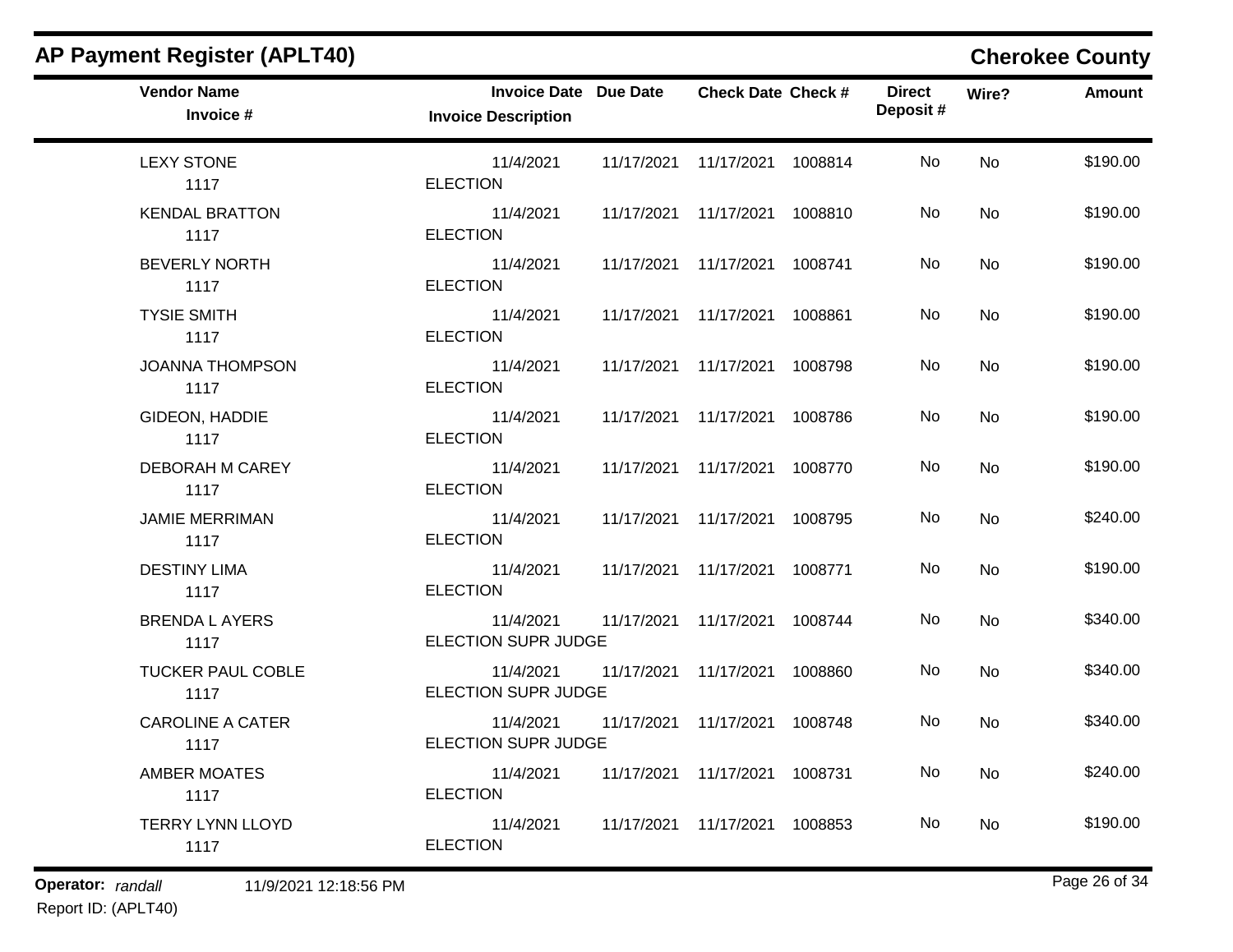## AP Payment Register (APLT40)

## Cherokee County

| Vendor Name / Invoice # | Invoice Date / Invoice Description | Due Date | Check Date | Check # | Direct Deposit # | Wire? | Amount |
|---|---|---|---|---|---|---|---|
| LEXY STONE<br>1117 | 11/4/2021<br>ELECTION | 11/17/2021 | 11/17/2021 | 1008814 | No | No | $190.00 |
| KENDAL BRATTON<br>1117 | 11/4/2021<br>ELECTION | 11/17/2021 | 11/17/2021 | 1008810 | No | No | $190.00 |
| BEVERLY NORTH<br>1117 | 11/4/2021<br>ELECTION | 11/17/2021 | 11/17/2021 | 1008741 | No | No | $190.00 |
| TYSIE SMITH<br>1117 | 11/4/2021<br>ELECTION | 11/17/2021 | 11/17/2021 | 1008861 | No | No | $190.00 |
| JOANNA THOMPSON<br>1117 | 11/4/2021<br>ELECTION | 11/17/2021 | 11/17/2021 | 1008798 | No | No | $190.00 |
| GIDEON, HADDIE<br>1117 | 11/4/2021<br>ELECTION | 11/17/2021 | 11/17/2021 | 1008786 | No | No | $190.00 |
| DEBORAH M CAREY<br>1117 | 11/4/2021<br>ELECTION | 11/17/2021 | 11/17/2021 | 1008770 | No | No | $190.00 |
| JAMIE MERRIMAN<br>1117 | 11/4/2021<br>ELECTION | 11/17/2021 | 11/17/2021 | 1008795 | No | No | $240.00 |
| DESTINY LIMA<br>1117 | 11/4/2021<br>ELECTION | 11/17/2021 | 11/17/2021 | 1008771 | No | No | $190.00 |
| BRENDA L AYERS<br>1117 | 11/4/2021<br>ELECTION SUPR JUDGE | 11/17/2021 | 11/17/2021 | 1008744 | No | No | $340.00 |
| TUCKER PAUL COBLE<br>1117 | 11/4/2021<br>ELECTION SUPR JUDGE | 11/17/2021 | 11/17/2021 | 1008860 | No | No | $340.00 |
| CAROLINE A CATER<br>1117 | 11/4/2021<br>ELECTION SUPR JUDGE | 11/17/2021 | 11/17/2021 | 1008748 | No | No | $340.00 |
| AMBER MOATES<br>1117 | 11/4/2021<br>ELECTION | 11/17/2021 | 11/17/2021 | 1008731 | No | No | $240.00 |
| TERRY LYNN LLOYD<br>1117 | 11/4/2021<br>ELECTION | 11/17/2021 | 11/17/2021 | 1008853 | No | No | $190.00 |

**Operator:** *randall* 11/9/2021 12:18:56 PM
Report ID: (APLT40)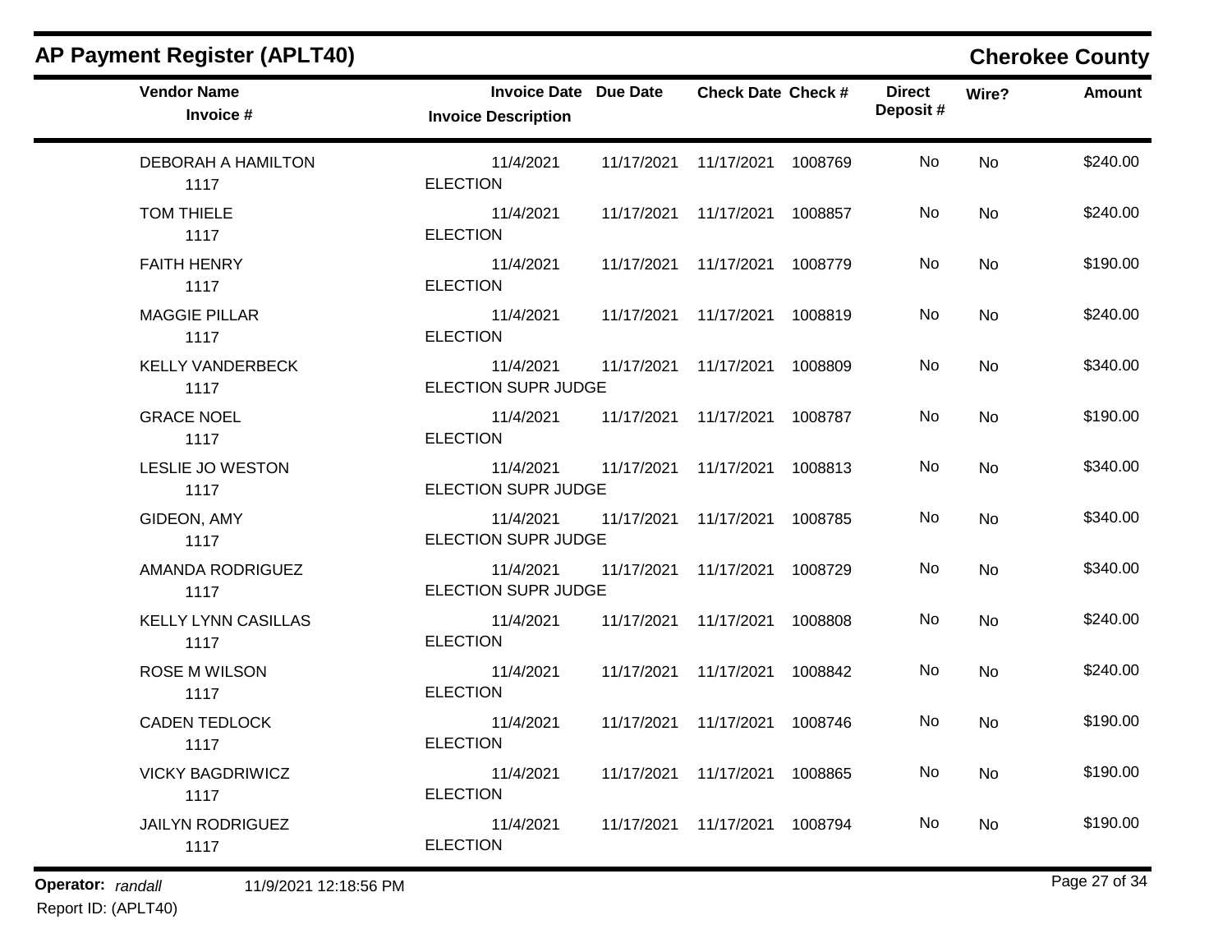## AP Payment Register (APLT40)

## Cherokee County

| Vendor Name / Invoice # | Invoice Date / Invoice Description | Due Date | Check Date | Check # | Direct Deposit # | Wire? | Amount |
|---|---|---|---|---|---|---|---|
| DEBORAH A HAMILTON<br>1117 | 11/4/2021<br>ELECTION | 11/17/2021 | 11/17/2021 | 1008769 | No | No | $240.00 |
| TOM THIELE<br>1117 | 11/4/2021<br>ELECTION | 11/17/2021 | 11/17/2021 | 1008857 | No | No | $240.00 |
| FAITH HENRY<br>1117 | 11/4/2021<br>ELECTION | 11/17/2021 | 11/17/2021 | 1008779 | No | No | $190.00 |
| MAGGIE PILLAR<br>1117 | 11/4/2021<br>ELECTION | 11/17/2021 | 11/17/2021 | 1008819 | No | No | $240.00 |
| KELLY VANDERBECK<br>1117 | 11/4/2021<br>ELECTION SUPR JUDGE | 11/17/2021 | 11/17/2021 | 1008809 | No | No | $340.00 |
| GRACE NOEL<br>1117 | 11/4/2021<br>ELECTION | 11/17/2021 | 11/17/2021 | 1008787 | No | No | $190.00 |
| LESLIE JO WESTON<br>1117 | 11/4/2021<br>ELECTION SUPR JUDGE | 11/17/2021 | 11/17/2021 | 1008813 | No | No | $340.00 |
| GIDEON, AMY<br>1117 | 11/4/2021<br>ELECTION SUPR JUDGE | 11/17/2021 | 11/17/2021 | 1008785 | No | No | $340.00 |
| AMANDA RODRIGUEZ<br>1117 | 11/4/2021<br>ELECTION SUPR JUDGE | 11/17/2021 | 11/17/2021 | 1008729 | No | No | $340.00 |
| KELLY LYNN CASILLAS<br>1117 | 11/4/2021<br>ELECTION | 11/17/2021 | 11/17/2021 | 1008808 | No | No | $240.00 |
| ROSE M WILSON<br>1117 | 11/4/2021<br>ELECTION | 11/17/2021 | 11/17/2021 | 1008842 | No | No | $240.00 |
| CADEN TEDLOCK<br>1117 | 11/4/2021<br>ELECTION | 11/17/2021 | 11/17/2021 | 1008746 | No | No | $190.00 |
| VICKY BAGDRIWICZ<br>1117 | 11/4/2021<br>ELECTION | 11/17/2021 | 11/17/2021 | 1008865 | No | No | $190.00 |
| JAILYN RODRIGUEZ<br>1117 | 11/4/2021<br>ELECTION | 11/17/2021 | 11/17/2021 | 1008794 | No | No | $190.00 |

**Operator:** *randall* 11/9/2021 12:18:56 PM
Report ID: (APLT40)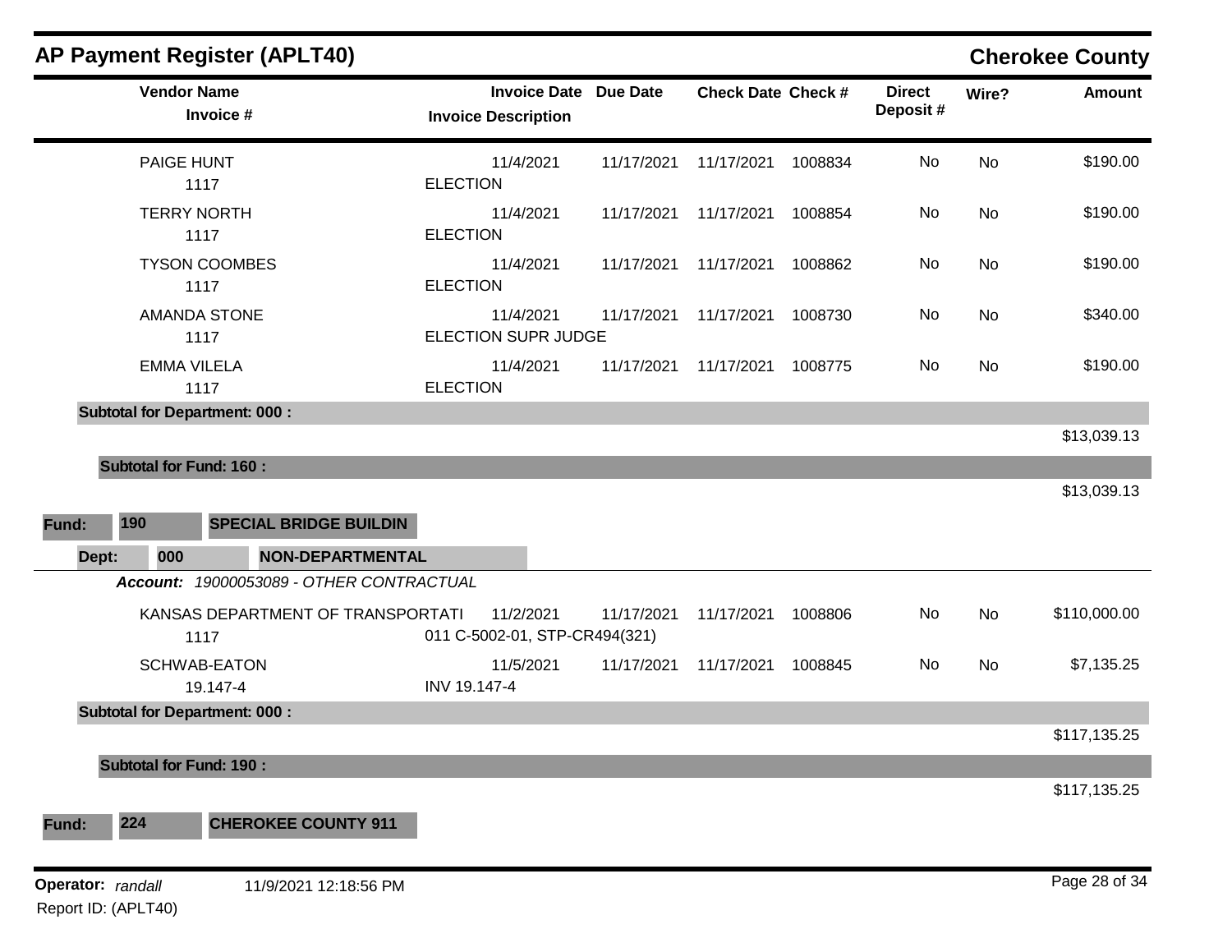## AP Payment Register (APLT40)

**Cherokee County**

| Vendor Name / Invoice # | Invoice Date / Invoice Description | Due Date | Check Date | Check # | Direct Deposit # | Wire? | Amount |
|---|---|---|---|---|---|---|---|
| PAIGE HUNT<br>1117 | 11/4/2021<br>ELECTION | 11/17/2021 | 11/17/2021 | 1008834 | No | No | $190.00 |
| TERRY NORTH<br>1117 | 11/4/2021<br>ELECTION | 11/17/2021 | 11/17/2021 | 1008854 | No | No | $190.00 |
| TYSON COOMBES<br>1117 | 11/4/2021<br>ELECTION | 11/17/2021 | 11/17/2021 | 1008862 | No | No | $190.00 |
| AMANDA STONE<br>1117 | 11/4/2021<br>ELECTION SUPR JUDGE | 11/17/2021 | 11/17/2021 | 1008730 | No | No | $340.00 |
| EMMA VILELA<br>1117 | 11/4/2021<br>ELECTION | 11/17/2021 | 11/17/2021 | 1008775 | No | No | $190.00 |
| **Subtotal for Department: 000 :** | | | | | | | $13,039.13 |
| **Subtotal for Fund: 160 :** | | | | | | | $13,039.13 |

**Fund: 190 SPECIAL BRIDGE BUILDIN**

**Dept: 000 NON-DEPARTMENTAL**

***Account:** 19000053089 - OTHER CONTRACTUAL*

| Vendor Name / Invoice # | Invoice Date / Invoice Description | Due Date | Check Date | Check # | Direct Deposit # | Wire? | Amount |
|---|---|---|---|---|---|---|---|
| KANSAS DEPARTMENT OF TRANSPORTATI<br>1117 | 11/2/2021<br>011 C-5002-01, STP-CR494(321) | 11/17/2021 | 11/17/2021 | 1008806 | No | No | $110,000.00 |
| SCHWAB-EATON<br>19.147-4 | 11/5/2021<br>INV 19.147-4 | 11/17/2021 | 11/17/2021 | 1008845 | No | No | $7,135.25 |
| **Subtotal for Department: 000 :** | | | | | | | $117,135.25 |
| **Subtotal for Fund: 190 :** | | | | | | | $117,135.25 |

**Fund: 224 CHEROKEE COUNTY 911**

**Operator:** *randall* 11/9/2021 12:18:56 PM
Report ID: (APLT40)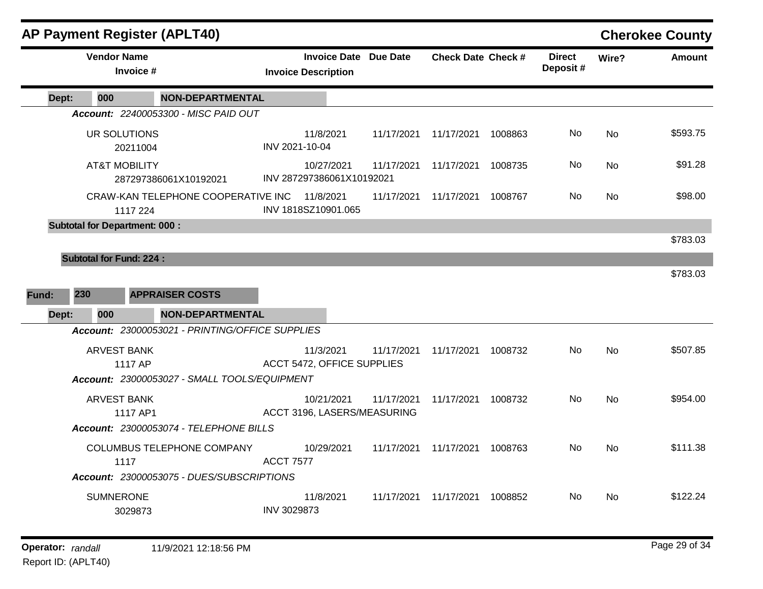# AP Payment Register (APLT40)

## Cherokee County

| Vendor Name / Invoice # | Invoice Date / Invoice Description | Due Date | Check Date | Check # | Direct Deposit # | Wire? | Amount |
|---|---|---|---|---|---|---|---|
| **Dept: 000 NON-DEPARTMENTAL** | | | | | | | |
| ***Account: 22400053300 - MISC PAID OUT*** | | | | | | | |
| UR SOLUTIONS<br>20211004 | 11/8/2021<br>INV 2021-10-04 | 11/17/2021 | 11/17/2021 | 1008863 | No | No | $593.75 |
| AT&T MOBILITY<br>287297386061X10192021 | 10/27/2021<br>INV 287297386061X10192021 | 11/17/2021 | 11/17/2021 | 1008735 | No | No | $91.28 |
| CRAW-KAN TELEPHONE COOPERATIVE INC<br>1117 224 | 11/8/2021<br>INV 1818SZ10901.065 | 11/17/2021 | 11/17/2021 | 1008767 | No | No | $98.00 |
| **Subtotal for Department: 000 :** | | | | | | | $783.03 |
| **Subtotal for Fund: 224 :** | | | | | | | $783.03 |
| **Fund: 230 APPRAISER COSTS** | | | | | | | |
| **Dept: 000 NON-DEPARTMENTAL** | | | | | | | |
| ***Account: 23000053021 - PRINTING/OFFICE SUPPLIES*** | | | | | | | |
| ARVEST BANK<br>1117 AP | 11/3/2021<br>ACCT 5472, OFFICE SUPPLIES | 11/17/2021 | 11/17/2021 | 1008732 | No | No | $507.85 |
| ***Account: 23000053027 - SMALL TOOLS/EQUIPMENT*** | | | | | | | |
| ARVEST BANK<br>1117 AP1 | 10/21/2021<br>ACCT 3196, LASERS/MEASURING | 11/17/2021 | 11/17/2021 | 1008732 | No | No | $954.00 |
| ***Account: 23000053074 - TELEPHONE BILLS*** | | | | | | | |
| COLUMBUS TELEPHONE COMPANY<br>1117 | 10/29/2021<br>ACCT 7577 | 11/17/2021 | 11/17/2021 | 1008763 | No | No | $111.38 |
| ***Account: 23000053075 - DUES/SUBSCRIPTIONS*** | | | | | | | |
| SUMNERONE<br>3029873 | 11/8/2021<br>INV 3029873 | 11/17/2021 | 11/17/2021 | 1008852 | No | No | $122.24 |

Operator: *randall* 11/9/2021 12:18:56 PM

Report ID: (APLT40)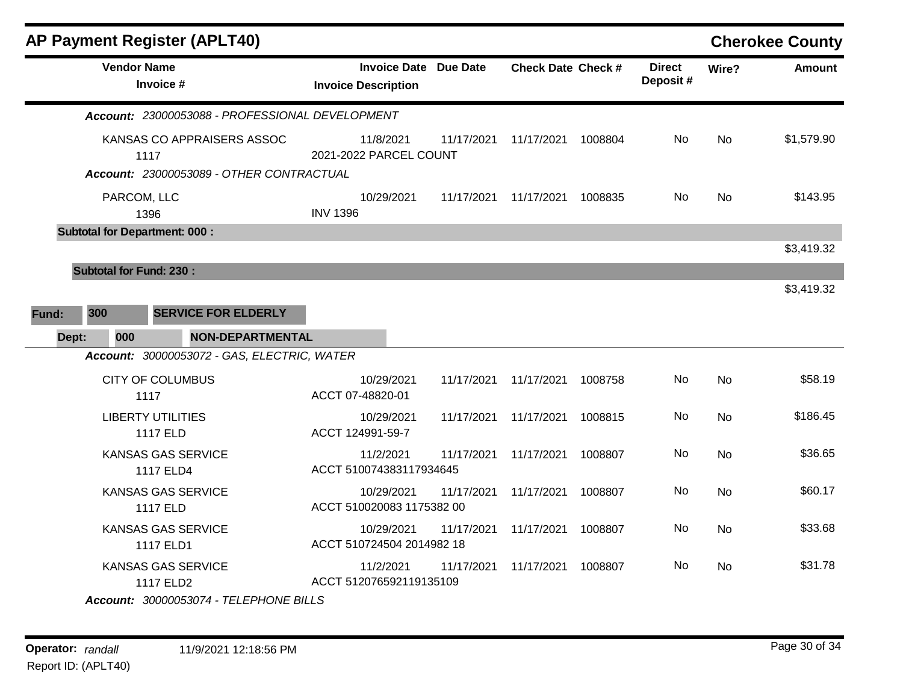## AP Payment Register (APLT40)

**Cherokee County**

| Vendor Name / Invoice # | Invoice Date / Invoice Description | Due Date | Check Date | Check # | Direct Deposit # | Wire? | Amount |
|---|---|---|---|---|---|---|---|
| ***Account:** 23000053088 - PROFESSIONAL DEVELOPMENT* | | | | | | | |
| KANSAS CO APPRAISERS ASSOC<br>1117 | 11/8/2021<br>2021-2022 PARCEL COUNT | 11/17/2021 | 11/17/2021 | 1008804 | No | No | $1,579.90 |
| ***Account:** 23000053089 - OTHER CONTRACTUAL* | | | | | | | |
| PARCOM, LLC<br>1396 | 10/29/2021<br>INV 1396 | 11/17/2021 | 11/17/2021 | 1008835 | No | No | $143.95 |
| **Subtotal for Department: 000 :** | | | | | | | $3,419.32 |
| **Subtotal for Fund: 230 :** | | | | | | | $3,419.32 |

**Fund:** 300 **SERVICE FOR ELDERLY**

**Dept:** 000 **NON-DEPARTMENTAL**

| Vendor Name / Invoice # | Invoice Date / Invoice Description | Due Date | Check Date | Check # | Direct Deposit # | Wire? | Amount |
|---|---|---|---|---|---|---|---|
| ***Account:** 30000053072 - GAS, ELECTRIC, WATER* | | | | | | | |
| CITY OF COLUMBUS<br>1117 | 10/29/2021<br>ACCT 07-48820-01 | 11/17/2021 | 11/17/2021 | 1008758 | No | No | $58.19 |
| LIBERTY UTILITIES<br>1117 ELD | 10/29/2021<br>ACCT 124991-59-7 | 11/17/2021 | 11/17/2021 | 1008815 | No | No | $186.45 |
| KANSAS GAS SERVICE<br>1117 ELD4 | 11/2/2021<br>ACCT 510074383117934645 | 11/17/2021 | 11/17/2021 | 1008807 | No | No | $36.65 |
| KANSAS GAS SERVICE<br>1117 ELD | 10/29/2021<br>ACCT 510020083 1175382 00 | 11/17/2021 | 11/17/2021 | 1008807 | No | No | $60.17 |
| KANSAS GAS SERVICE<br>1117 ELD1 | 10/29/2021<br>ACCT 510724504 2014982 18 | 11/17/2021 | 11/17/2021 | 1008807 | No | No | $33.68 |
| KANSAS GAS SERVICE<br>1117 ELD2 | 11/2/2021<br>ACCT 512076592119135109 | 11/17/2021 | 11/17/2021 | 1008807 | No | No | $31.78 |
| ***Account:** 30000053074 - TELEPHONE BILLS* | | | | | | | |

**Operator:** *randall* 11/9/2021 12:18:56 PM
Report ID: (APLT40)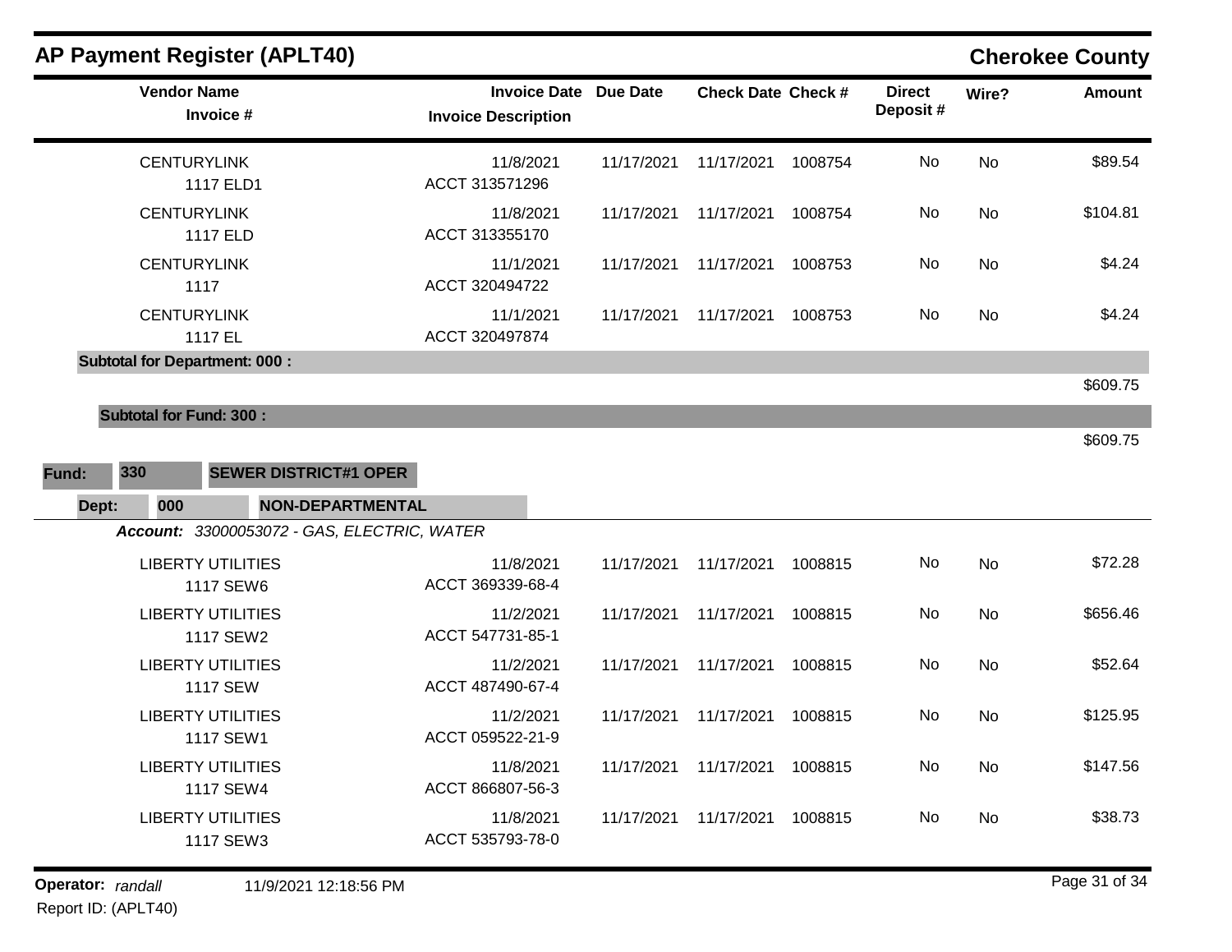## AP Payment Register (APLT40)

**Cherokee County**

| Vendor Name / Invoice # | Invoice Date / Invoice Description | Due Date | Check Date | Check # | Direct Deposit # | Wire? | Amount |
|---|---|---|---|---|---|---|---|
| CENTURYLINK<br>1117 ELD1 | 11/8/2021<br>ACCT 313571296 | 11/17/2021 | 11/17/2021 | 1008754 | No | No | $89.54 |
| CENTURYLINK<br>1117 ELD | 11/8/2021<br>ACCT 313355170 | 11/17/2021 | 11/17/2021 | 1008754 | No | No | $104.81 |
| CENTURYLINK<br>1117 | 11/1/2021<br>ACCT 320494722 | 11/17/2021 | 11/17/2021 | 1008753 | No | No | $4.24 |
| CENTURYLINK<br>1117 EL | 11/1/2021<br>ACCT 320497874 | 11/17/2021 | 11/17/2021 | 1008753 | No | No | $4.24 |
| **Subtotal for Department: 000 :** | | | | | | | $609.75 |
| **Subtotal for Fund: 300 :** | | | | | | | $609.75 |

**Fund:** 330 **SEWER DISTRICT#1 OPER**

**Dept:** 000 **NON-DEPARTMENTAL**

***Account:*** *33000053072 - GAS, ELECTRIC, WATER*

| Vendor Name / Invoice # | Invoice Date / Invoice Description | Due Date | Check Date | Check # | Direct Deposit # | Wire? | Amount |
|---|---|---|---|---|---|---|---|
| LIBERTY UTILITIES<br>1117 SEW6 | 11/8/2021<br>ACCT 369339-68-4 | 11/17/2021 | 11/17/2021 | 1008815 | No | No | $72.28 |
| LIBERTY UTILITIES<br>1117 SEW2 | 11/2/2021<br>ACCT 547731-85-1 | 11/17/2021 | 11/17/2021 | 1008815 | No | No | $656.46 |
| LIBERTY UTILITIES<br>1117 SEW | 11/2/2021<br>ACCT 487490-67-4 | 11/17/2021 | 11/17/2021 | 1008815 | No | No | $52.64 |
| LIBERTY UTILITIES<br>1117 SEW1 | 11/2/2021<br>ACCT 059522-21-9 | 11/17/2021 | 11/17/2021 | 1008815 | No | No | $125.95 |
| LIBERTY UTILITIES<br>1117 SEW4 | 11/8/2021<br>ACCT 866807-56-3 | 11/17/2021 | 11/17/2021 | 1008815 | No | No | $147.56 |
| LIBERTY UTILITIES<br>1117 SEW3 | 11/8/2021<br>ACCT 535793-78-0 | 11/17/2021 | 11/17/2021 | 1008815 | No | No | $38.73 |

**Operator:** *randall* 11/9/2021 12:18:56 PM

Report ID: (APLT40)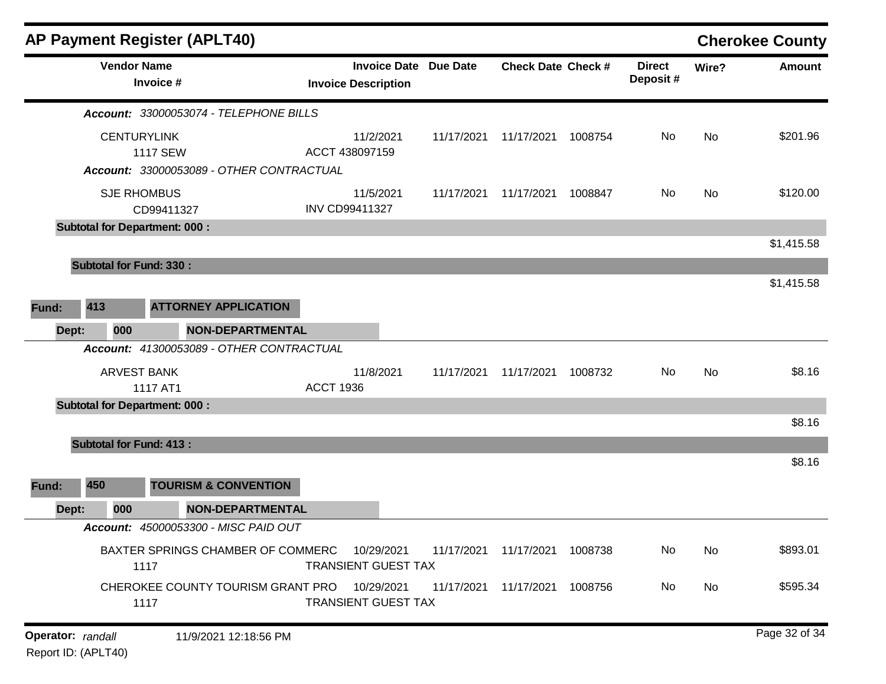# AP Payment Register (APLT40)

## Cherokee County

| Vendor Name / Invoice # | Invoice Date / Invoice Description | Due Date | Check Date | Check # | Direct Deposit # | Wire? | Amount |
|---|---|---|---|---|---|---|---|
| ***Account:* 33000053074 - TELEPHONE BILLS** | | | | | | | |
| CENTURYLINK<br>1117 SEW | 11/2/2021<br>ACCT 438097159 | 11/17/2021 | 11/17/2021 | 1008754 | No | No | $201.96 |
| ***Account:* 33000053089 - OTHER CONTRACTUAL** | | | | | | | |
| SJE RHOMBUS<br>CD99411327 | 11/5/2021<br>INV CD99411327 | 11/17/2021 | 11/17/2021 | 1008847 | No | No | $120.00 |
| **Subtotal for Department: 000 :** | | | | | | | $1,415.58 |
| **Subtotal for Fund: 330 :** | | | | | | | $1,415.58 |
| **Fund: 413 ATTORNEY APPLICATION** | | | | | | | |
| **Dept: 000 NON-DEPARTMENTAL** | | | | | | | |
| ***Account:* 41300053089 - OTHER CONTRACTUAL** | | | | | | | |
| ARVEST BANK<br>1117 AT1 | 11/8/2021<br>ACCT 1936 | 11/17/2021 | 11/17/2021 | 1008732 | No | No | $8.16 |
| **Subtotal for Department: 000 :** | | | | | | | $8.16 |
| **Subtotal for Fund: 413 :** | | | | | | | $8.16 |
| **Fund: 450 TOURISM & CONVENTION** | | | | | | | |
| **Dept: 000 NON-DEPARTMENTAL** | | | | | | | |
| ***Account:* 45000053300 - MISC PAID OUT** | | | | | | | |
| BAXTER SPRINGS CHAMBER OF COMMERC<br>1117 | 10/29/2021<br>TRANSIENT GUEST TAX | 11/17/2021 | 11/17/2021 | 1008738 | No | No | $893.01 |
| CHEROKEE COUNTY TOURISM GRANT PRO<br>1117 | 10/29/2021<br>TRANSIENT GUEST TAX | 11/17/2021 | 11/17/2021 | 1008756 | No | No | $595.34 |

**Operator:** *randall* 11/9/2021 12:18:56 PM

Report ID: (APLT40)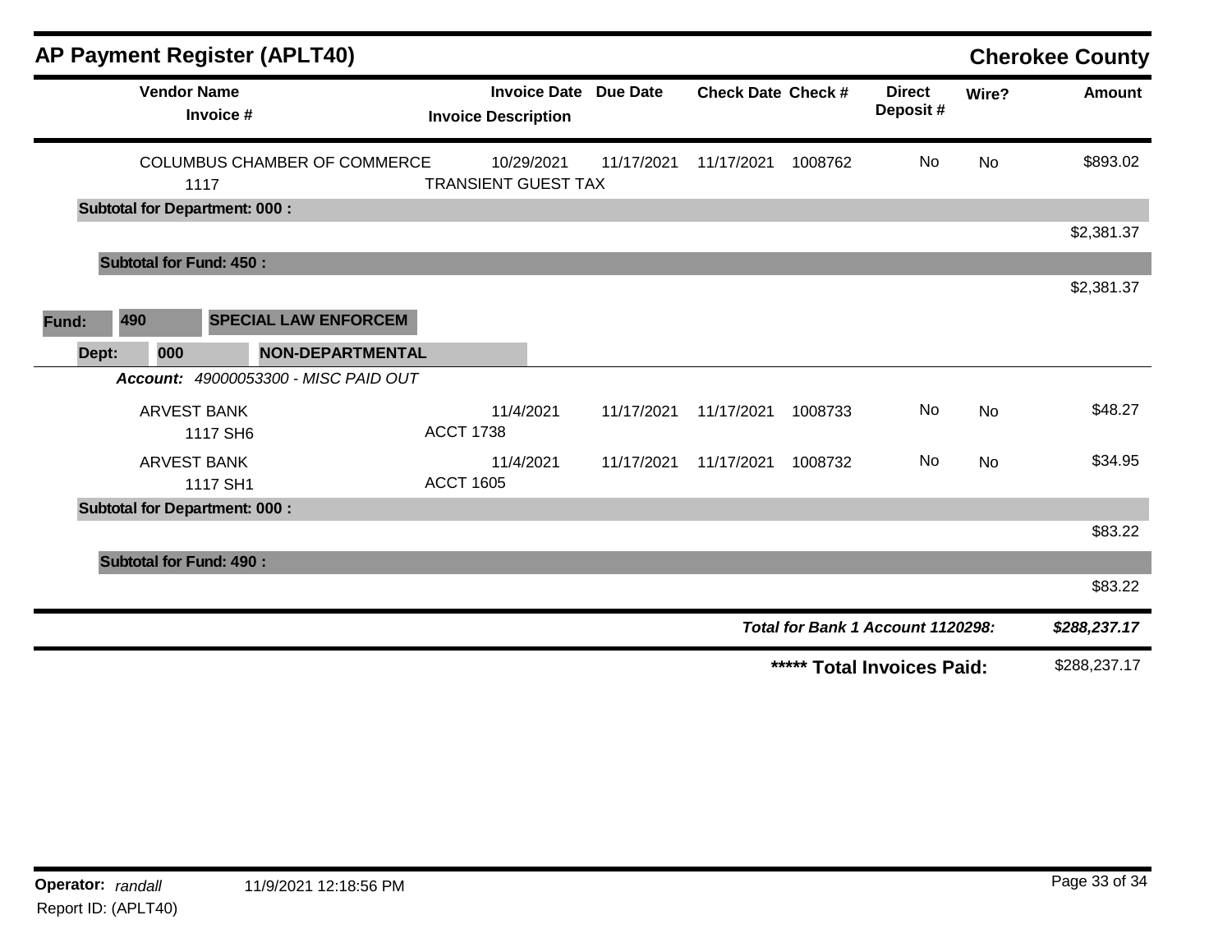# AP Payment Register (APLT40)

## Cherokee County

| Vendor Name / Invoice # | Invoice Date / Invoice Description | Due Date | Check Date | Check # | Direct Deposit # | Wire? | Amount |
|---|---|---|---|---|---|---|---|
| COLUMBUS CHAMBER OF COMMERCE<br>1117 | 10/29/2021<br>TRANSIENT GUEST TAX | 11/17/2021 | 11/17/2021 | 1008762 | No | No | $893.02 |
| **Subtotal for Department: 000 :** | | | | | | | $2,381.37 |
| **Subtotal for Fund: 450 :** | | | | | | | $2,381.37 |

**Fund:** 490 **SPECIAL LAW ENFORCEM**

**Dept:** 000 **NON-DEPARTMENTAL**

***Account:*** *49000053300 - MISC PAID OUT*

| Vendor Name / Invoice # | Invoice Date / Invoice Description | Due Date | Check Date | Check # | Direct Deposit # | Wire? | Amount |
|---|---|---|---|---|---|---|---|
| ARVEST BANK<br>1117 SH6 | 11/4/2021<br>ACCT 1738 | 11/17/2021 | 11/17/2021 | 1008733 | No | No | $48.27 |
| ARVEST BANK<br>1117 SH1 | 11/4/2021<br>ACCT 1605 | 11/17/2021 | 11/17/2021 | 1008732 | No | No | $34.95 |
| **Subtotal for Department: 000 :** | | | | | | | $83.22 |
| **Subtotal for Fund: 490 :** | | | | | | | $83.22 |

***Total for Bank 1 Account 1120298:*** ***$288,237.17***

**\*\*\*\*\* Total Invoices Paid:** $288,237.17

**Operator:** *randall* 11/9/2021 12:18:56 PM

Report ID: (APLT40)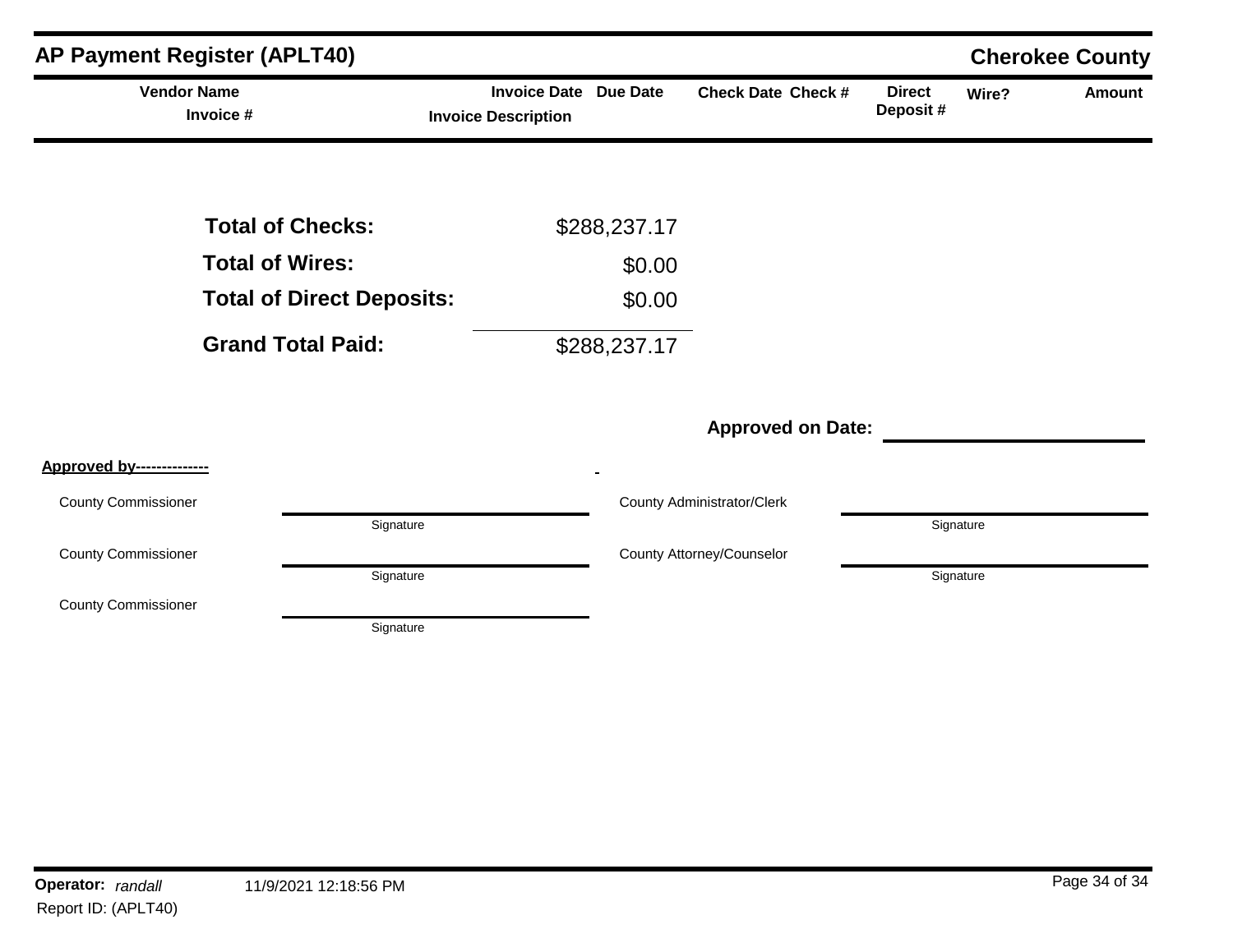# AP Payment Register (APLT40)

**Cherokee County**

| Vendor Name / Invoice # | Invoice Date / Invoice Description | Due Date | Check Date | Check # | Direct Deposit # | Wire? | Amount |
|---|---|---|---|---|---|---|---|

| | |
|---|---|
| **Total of Checks:** | $288,237.17 |
| **Total of Wires:** | $0.00 |
| **Total of Direct Deposits:** | $0.00 |
| **Grand Total Paid:** | $288,237.17 |

**Approved on Date:** ____________________

**Approved by-------------**

County Commissioner ____________________ Signature

County Commissioner ____________________ Signature

County Commissioner ____________________ Signature

County Administrator/Clerk ____________________ Signature

County Attorney/Counselor ____________________ Signature

**Operator:** *randall* 11/9/2021 12:18:56 PM

Report ID: (APLT40)